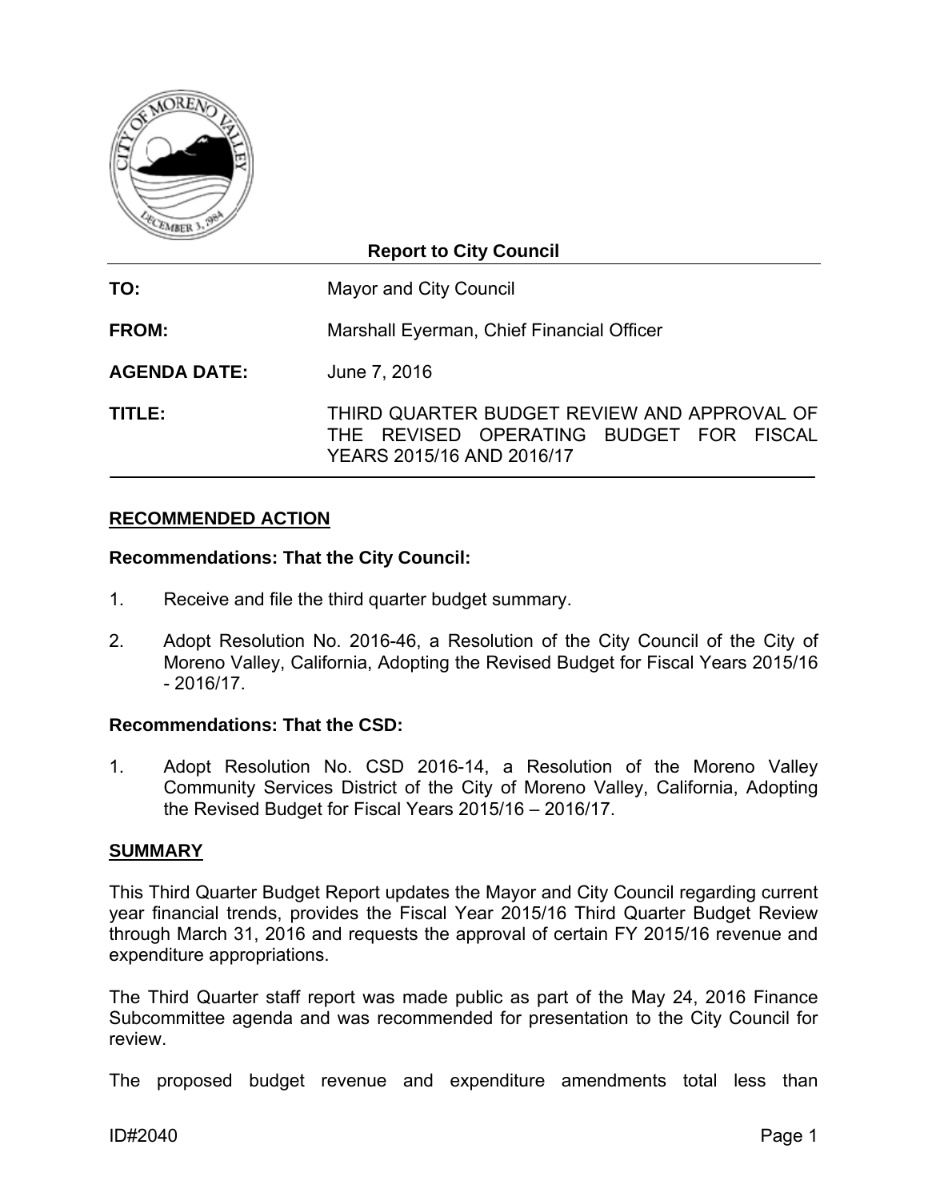**Report to City Council**

| | |
|---|---|
| **TO:** | Mayor and City Council |
| **FROM:** | Marshall Eyerman, Chief Financial Officer |
| **AGENDA DATE:** | June 7, 2016 |
| **TITLE:** | THIRD QUARTER BUDGET REVIEW AND APPROVAL OF THE REVISED OPERATING BUDGET FOR FISCAL YEARS 2015/16 AND 2016/17 |

## RECOMMENDED ACTION

**Recommendations: That the City Council:**

1. Receive and file the third quarter budget summary.

2. Adopt Resolution No. 2016-46, a Resolution of the City Council of the City of Moreno Valley, California, Adopting the Revised Budget for Fiscal Years 2015/16 - 2016/17.

**Recommendations: That the CSD:**

1. Adopt Resolution No. CSD 2016-14, a Resolution of the Moreno Valley Community Services District of the City of Moreno Valley, California, Adopting the Revised Budget for Fiscal Years 2015/16 – 2016/17.

## SUMMARY

This Third Quarter Budget Report updates the Mayor and City Council regarding current year financial trends, provides the Fiscal Year 2015/16 Third Quarter Budget Review through March 31, 2016 and requests the approval of certain FY 2015/16 revenue and expenditure appropriations.

The Third Quarter staff report was made public as part of the May 24, 2016 Finance Subcommittee agenda and was recommended for presentation to the City Council for review.

The proposed budget revenue and expenditure amendments total less than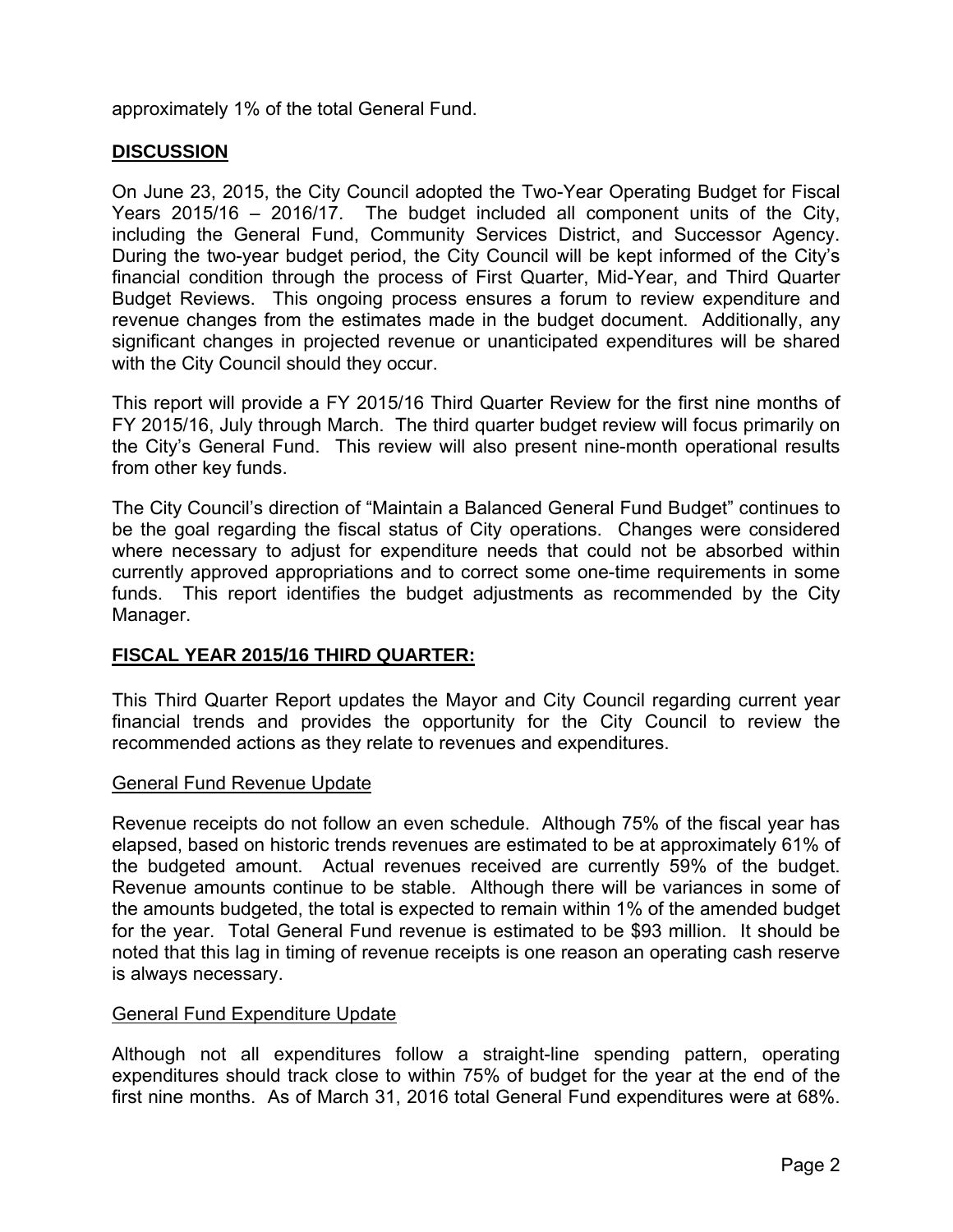approximately 1% of the total General Fund.

## DISCUSSION

On June 23, 2015, the City Council adopted the Two-Year Operating Budget for Fiscal Years 2015/16 – 2016/17. The budget included all component units of the City, including the General Fund, Community Services District, and Successor Agency. During the two-year budget period, the City Council will be kept informed of the City's financial condition through the process of First Quarter, Mid-Year, and Third Quarter Budget Reviews. This ongoing process ensures a forum to review expenditure and revenue changes from the estimates made in the budget document. Additionally, any significant changes in projected revenue or unanticipated expenditures will be shared with the City Council should they occur.

This report will provide a FY 2015/16 Third Quarter Review for the first nine months of FY 2015/16, July through March. The third quarter budget review will focus primarily on the City's General Fund. This review will also present nine-month operational results from other key funds.

The City Council's direction of "Maintain a Balanced General Fund Budget" continues to be the goal regarding the fiscal status of City operations. Changes were considered where necessary to adjust for expenditure needs that could not be absorbed within currently approved appropriations and to correct some one-time requirements in some funds. This report identifies the budget adjustments as recommended by the City Manager.

## FISCAL YEAR 2015/16 THIRD QUARTER:

This Third Quarter Report updates the Mayor and City Council regarding current year financial trends and provides the opportunity for the City Council to review the recommended actions as they relate to revenues and expenditures.

### General Fund Revenue Update

Revenue receipts do not follow an even schedule. Although 75% of the fiscal year has elapsed, based on historic trends revenues are estimated to be at approximately 61% of the budgeted amount. Actual revenues received are currently 59% of the budget. Revenue amounts continue to be stable. Although there will be variances in some of the amounts budgeted, the total is expected to remain within 1% of the amended budget for the year. Total General Fund revenue is estimated to be $93 million. It should be noted that this lag in timing of revenue receipts is one reason an operating cash reserve is always necessary.

### General Fund Expenditure Update

Although not all expenditures follow a straight-line spending pattern, operating expenditures should track close to within 75% of budget for the year at the end of the first nine months. As of March 31, 2016 total General Fund expenditures were at 68%.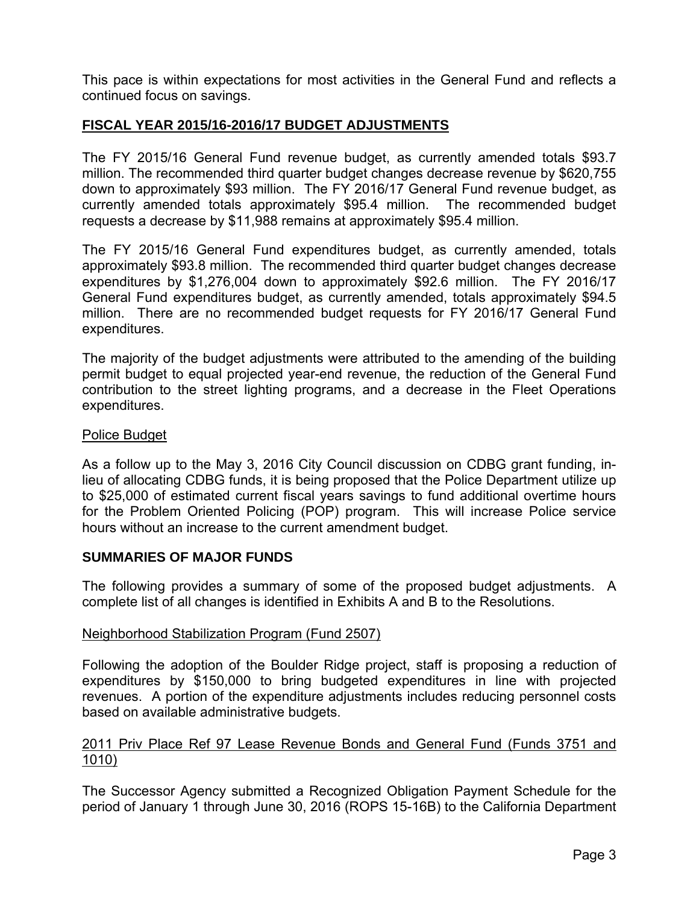This pace is within expectations for most activities in the General Fund and reflects a continued focus on savings.

## FISCAL YEAR 2015/16-2016/17 BUDGET ADJUSTMENTS

The FY 2015/16 General Fund revenue budget, as currently amended totals $93.7 million. The recommended third quarter budget changes decrease revenue by $620,755 down to approximately $93 million. The FY 2016/17 General Fund revenue budget, as currently amended totals approximately $95.4 million. The recommended budget requests a decrease by $11,988 remains at approximately $95.4 million.

The FY 2015/16 General Fund expenditures budget, as currently amended, totals approximately $93.8 million. The recommended third quarter budget changes decrease expenditures by $1,276,004 down to approximately $92.6 million. The FY 2016/17 General Fund expenditures budget, as currently amended, totals approximately $94.5 million. There are no recommended budget requests for FY 2016/17 General Fund expenditures.

The majority of the budget adjustments were attributed to the amending of the building permit budget to equal projected year-end revenue, the reduction of the General Fund contribution to the street lighting programs, and a decrease in the Fleet Operations expenditures.

### Police Budget

As a follow up to the May 3, 2016 City Council discussion on CDBG grant funding, in-lieu of allocating CDBG funds, it is being proposed that the Police Department utilize up to $25,000 of estimated current fiscal years savings to fund additional overtime hours for the Problem Oriented Policing (POP) program. This will increase Police service hours without an increase to the current amendment budget.

## SUMMARIES OF MAJOR FUNDS

The following provides a summary of some of the proposed budget adjustments. A complete list of all changes is identified in Exhibits A and B to the Resolutions.

### Neighborhood Stabilization Program (Fund 2507)

Following the adoption of the Boulder Ridge project, staff is proposing a reduction of expenditures by $150,000 to bring budgeted expenditures in line with projected revenues. A portion of the expenditure adjustments includes reducing personnel costs based on available administrative budgets.

### 2011 Priv Place Ref 97 Lease Revenue Bonds and General Fund (Funds 3751 and 1010)

The Successor Agency submitted a Recognized Obligation Payment Schedule for the period of January 1 through June 30, 2016 (ROPS 15-16B) to the California Department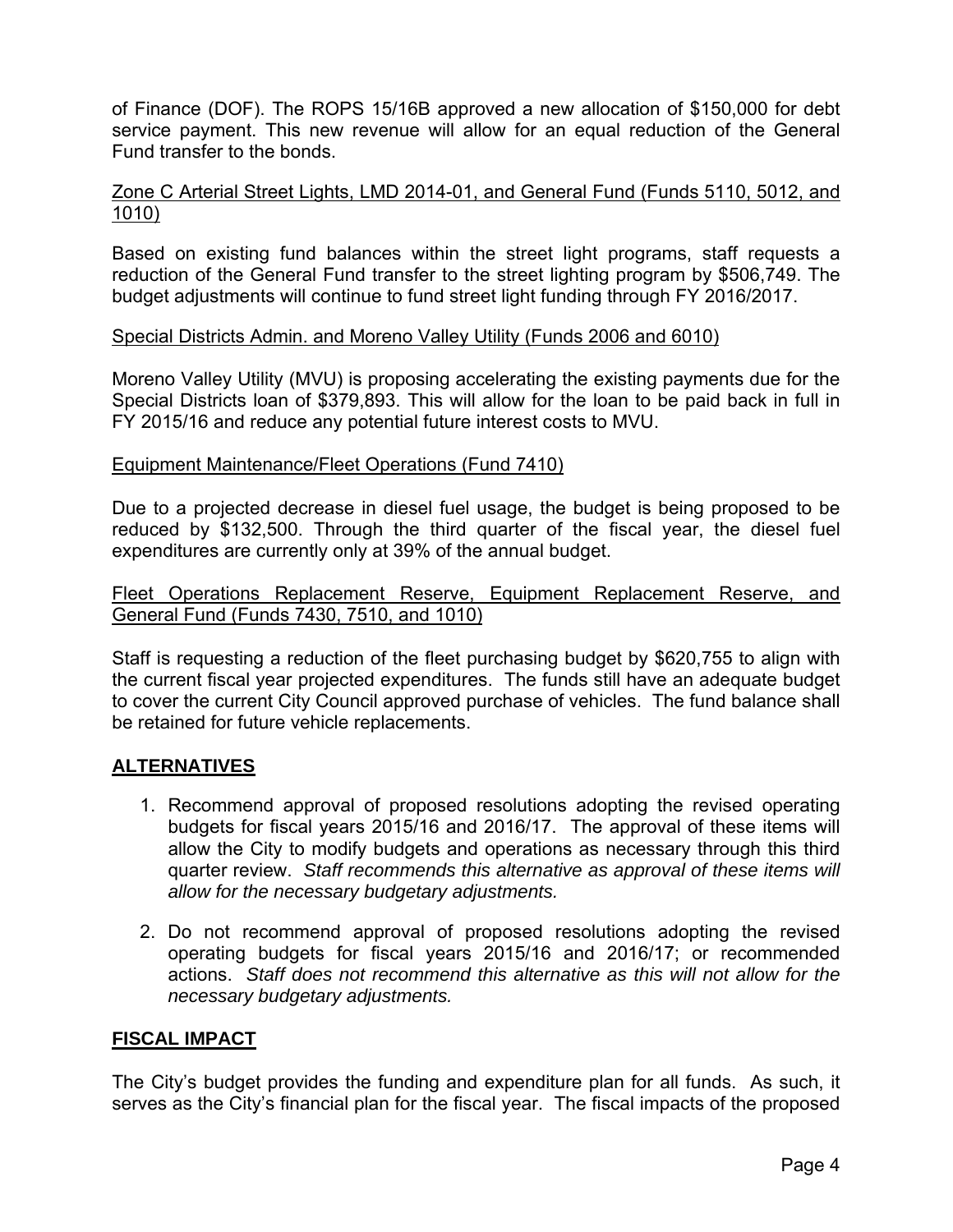of Finance (DOF). The ROPS 15/16B approved a new allocation of $150,000 for debt service payment. This new revenue will allow for an equal reduction of the General Fund transfer to the bonds.

<u>Zone C Arterial Street Lights, LMD 2014-01, and General Fund (Funds 5110, 5012, and 1010)</u>

Based on existing fund balances within the street light programs, staff requests a reduction of the General Fund transfer to the street lighting program by $506,749. The budget adjustments will continue to fund street light funding through FY 2016/2017.

<u>Special Districts Admin. and Moreno Valley Utility (Funds 2006 and 6010)</u>

Moreno Valley Utility (MVU) is proposing accelerating the existing payments due for the Special Districts loan of $379,893. This will allow for the loan to be paid back in full in FY 2015/16 and reduce any potential future interest costs to MVU.

<u>Equipment Maintenance/Fleet Operations (Fund 7410)</u>

Due to a projected decrease in diesel fuel usage, the budget is being proposed to be reduced by $132,500. Through the third quarter of the fiscal year, the diesel fuel expenditures are currently only at 39% of the annual budget.

<u>Fleet Operations Replacement Reserve, Equipment Replacement Reserve, and General Fund (Funds 7430, 7510, and 1010)</u>

Staff is requesting a reduction of the fleet purchasing budget by $620,755 to align with the current fiscal year projected expenditures. The funds still have an adequate budget to cover the current City Council approved purchase of vehicles. The fund balance shall be retained for future vehicle replacements.

## **<u>ALTERNATIVES</u>**

1. Recommend approval of proposed resolutions adopting the revised operating budgets for fiscal years 2015/16 and 2016/17. The approval of these items will allow the City to modify budgets and operations as necessary through this third quarter review. *Staff recommends this alternative as approval of these items will allow for the necessary budgetary adjustments.*

2. Do not recommend approval of proposed resolutions adopting the revised operating budgets for fiscal years 2015/16 and 2016/17; or recommended actions. *Staff does not recommend this alternative as this will not allow for the necessary budgetary adjustments.*

## **<u>FISCAL IMPACT</u>**

The City's budget provides the funding and expenditure plan for all funds. As such, it serves as the City's financial plan for the fiscal year. The fiscal impacts of the proposed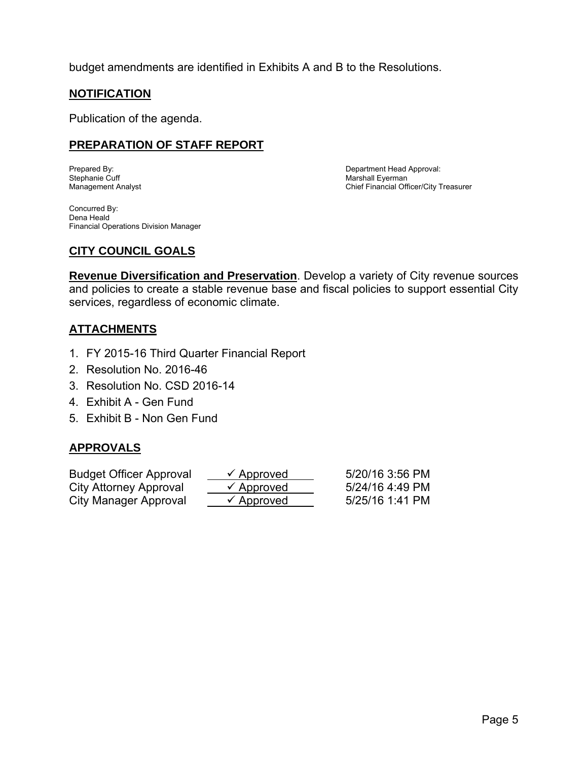budget amendments are identified in Exhibits A and B to the Resolutions.

## NOTIFICATION

Publication of the agenda.

## PREPARATION OF STAFF REPORT

Prepared By:
Stephanie Cuff
Management Analyst

Department Head Approval:
Marshall Eyerman
Chief Financial Officer/City Treasurer

Concurred By:
Dena Heald
Financial Operations Division Manager

## CITY COUNCIL GOALS

**Revenue Diversification and Preservation**. Develop a variety of City revenue sources and policies to create a stable revenue base and fiscal policies to support essential City services, regardless of economic climate.

## ATTACHMENTS

1. FY 2015-16 Third Quarter Financial Report
2. Resolution No. 2016-46
3. Resolution No. CSD 2016-14
4. Exhibit A - Gen Fund
5. Exhibit B - Non Gen Fund

## APPROVALS

| | | |
|---|---|---|
| Budget Officer Approval | ✓ Approved | 5/20/16 3:56 PM |
| City Attorney Approval | ✓ Approved | 5/24/16 4:49 PM |
| City Manager Approval | ✓ Approved | 5/25/16 1:41 PM |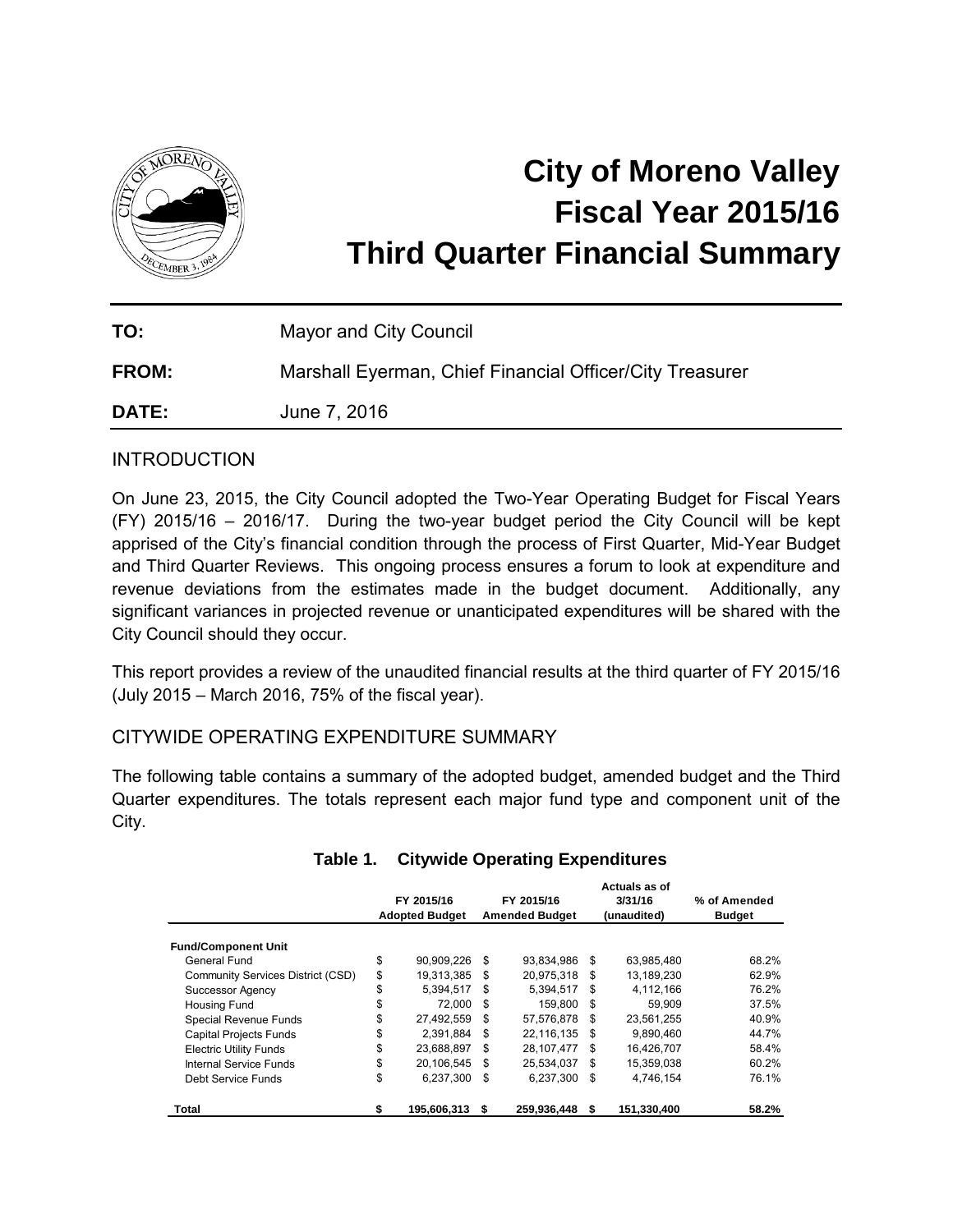# City of Moreno Valley
# Fiscal Year 2015/16
# Third Quarter Financial Summary

**TO:** Mayor and City Council

**FROM:** Marshall Eyerman, Chief Financial Officer/City Treasurer

**DATE:** June 7, 2016

## INTRODUCTION

On June 23, 2015, the City Council adopted the Two-Year Operating Budget for Fiscal Years (FY) 2015/16 – 2016/17. During the two-year budget period the City Council will be kept apprised of the City's financial condition through the process of First Quarter, Mid-Year Budget and Third Quarter Reviews. This ongoing process ensures a forum to look at expenditure and revenue deviations from the estimates made in the budget document. Additionally, any significant variances in projected revenue or unanticipated expenditures will be shared with the City Council should they occur.

This report provides a review of the unaudited financial results at the third quarter of FY 2015/16 (July 2015 – March 2016, 75% of the fiscal year).

## CITYWIDE OPERATING EXPENDITURE SUMMARY

The following table contains a summary of the adopted budget, amended budget and the Third Quarter expenditures. The totals represent each major fund type and component unit of the City.

**Table 1. Citywide Operating Expenditures**

| | FY 2015/16 Adopted Budget | FY 2015/16 Amended Budget | Actuals as of 3/31/16 (unaudited) | % of Amended Budget |
|---|---|---|---|---|
| **Fund/Component Unit** | | | | |
| General Fund | $ 90,909,226 | $ 93,834,986 | $ 63,985,480 | 68.2% |
| Community Services District (CSD) | $ 19,313,385 | $ 20,975,318 | $ 13,189,230 | 62.9% |
| Successor Agency | $ 5,394,517 | $ 5,394,517 | $ 4,112,166 | 76.2% |
| Housing Fund | $ 72,000 | $ 159,800 | $ 59,909 | 37.5% |
| Special Revenue Funds | $ 27,492,559 | $ 57,576,878 | $ 23,561,255 | 40.9% |
| Capital Projects Funds | $ 2,391,884 | $ 22,116,135 | $ 9,890,460 | 44.7% |
| Electric Utility Funds | $ 23,688,897 | $ 28,107,477 | $ 16,426,707 | 58.4% |
| Internal Service Funds | $ 20,106,545 | $ 25,534,037 | $ 15,359,038 | 60.2% |
| Debt Service Funds | $ 6,237,300 | $ 6,237,300 | $ 4,746,154 | 76.1% |
| **Total** | **$ 195,606,313** | **$ 259,936,448** | **$ 151,330,400** | **58.2%** |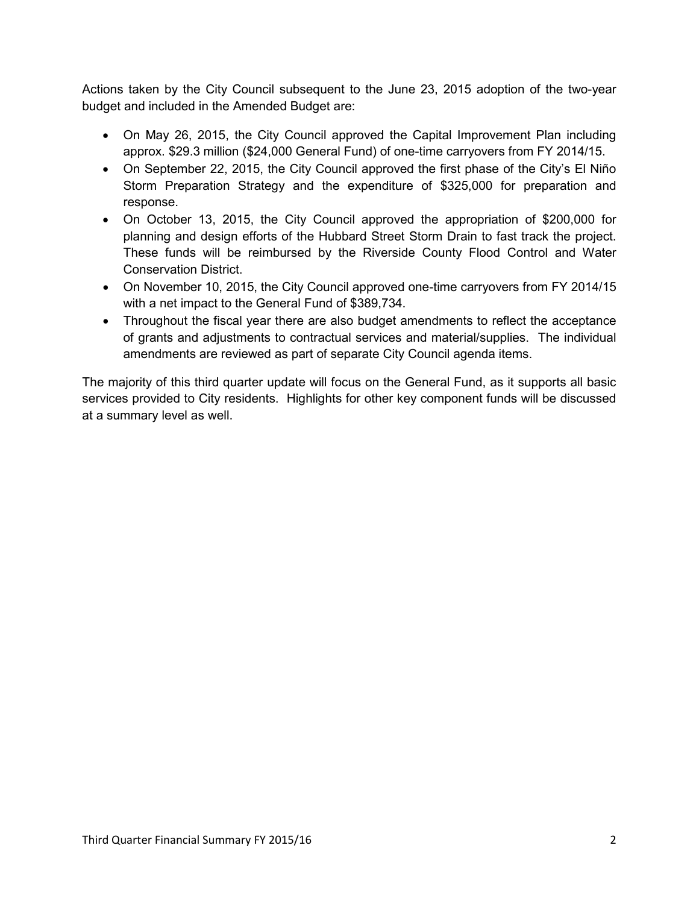Actions taken by the City Council subsequent to the June 23, 2015 adoption of the two-year budget and included in the Amended Budget are:

- On May 26, 2015, the City Council approved the Capital Improvement Plan including approx. $29.3 million ($24,000 General Fund) of one-time carryovers from FY 2014/15.
- On September 22, 2015, the City Council approved the first phase of the City's El Niño Storm Preparation Strategy and the expenditure of $325,000 for preparation and response.
- On October 13, 2015, the City Council approved the appropriation of $200,000 for planning and design efforts of the Hubbard Street Storm Drain to fast track the project. These funds will be reimbursed by the Riverside County Flood Control and Water Conservation District.
- On November 10, 2015, the City Council approved one-time carryovers from FY 2014/15 with a net impact to the General Fund of $389,734.
- Throughout the fiscal year there are also budget amendments to reflect the acceptance of grants and adjustments to contractual services and material/supplies. The individual amendments are reviewed as part of separate City Council agenda items.

The majority of this third quarter update will focus on the General Fund, as it supports all basic services provided to City residents. Highlights for other key component funds will be discussed at a summary level as well.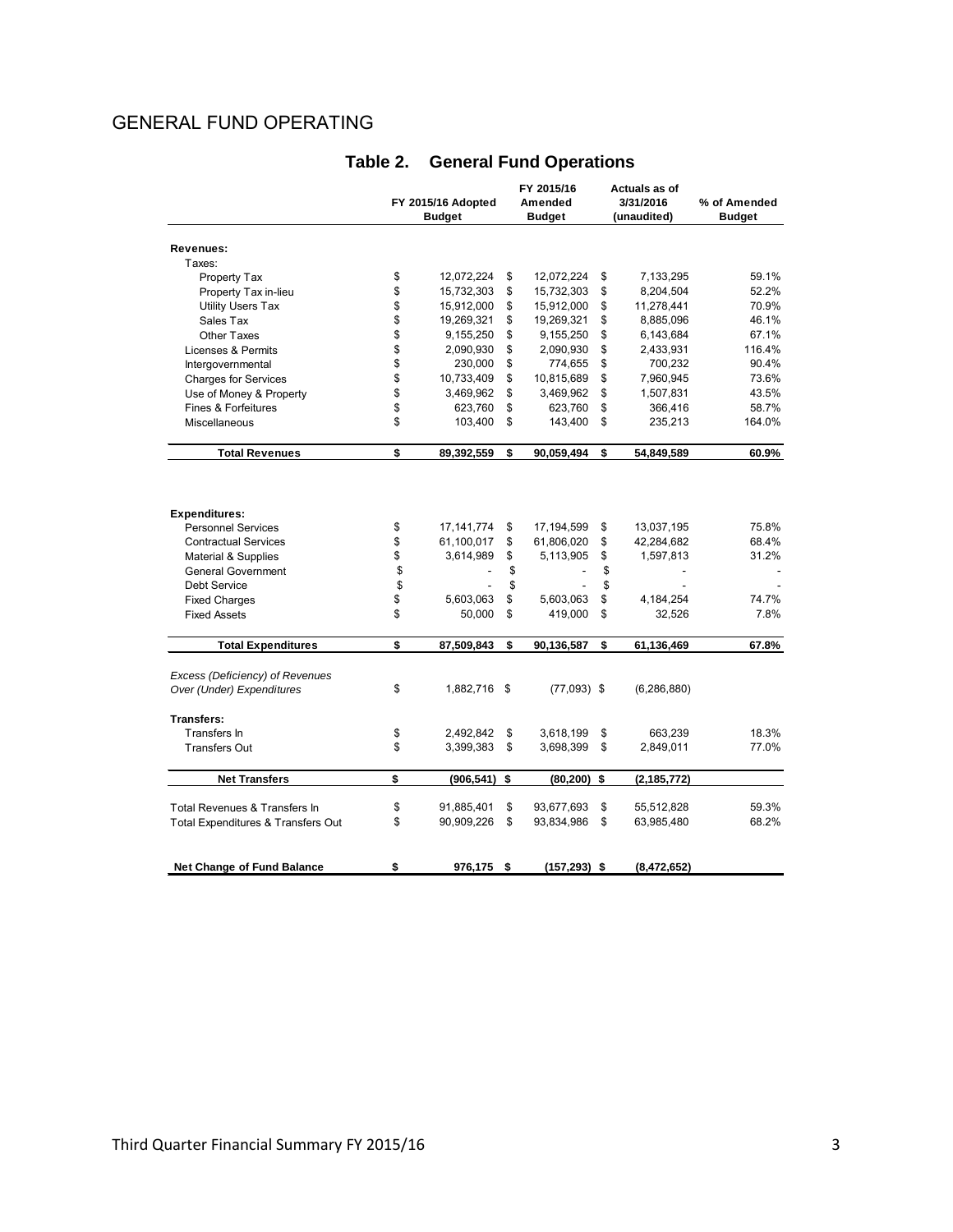# GENERAL FUND OPERATING

## Table 2. General Fund Operations

| | FY 2015/16 Adopted Budget | FY 2015/16 Amended Budget | Actuals as of 3/31/2016 (unaudited) | % of Amended Budget |
|---|---|---|---|---|
| **Revenues:** | | | | |
| Taxes: | | | | |
| Property Tax | $ 12,072,224 | $ 12,072,224 | $ 7,133,295 | 59.1% |
| Property Tax in-lieu | $ 15,732,303 | $ 15,732,303 | $ 8,204,504 | 52.2% |
| Utility Users Tax | $ 15,912,000 | $ 15,912,000 | $ 11,278,441 | 70.9% |
| Sales Tax | $ 19,269,321 | $ 19,269,321 | $ 8,885,096 | 46.1% |
| Other Taxes | $ 9,155,250 | $ 9,155,250 | $ 6,143,684 | 67.1% |
| Licenses & Permits | $ 2,090,930 | $ 2,090,930 | $ 2,433,931 | 116.4% |
| Intergovernmental | $ 230,000 | $ 774,655 | $ 700,232 | 90.4% |
| Charges for Services | $ 10,733,409 | $ 10,815,689 | $ 7,960,945 | 73.6% |
| Use of Money & Property | $ 3,469,962 | $ 3,469,962 | $ 1,507,831 | 43.5% |
| Fines & Forfeitures | $ 623,760 | $ 623,760 | $ 366,416 | 58.7% |
| Miscellaneous | $ 103,400 | $ 143,400 | $ 235,213 | 164.0% |
| **Total Revenues** | **$ 89,392,559** | **$ 90,059,494** | **$ 54,849,589** | **60.9%** |
| **Expenditures:** | | | | |
| Personnel Services | $ 17,141,774 | $ 17,194,599 | $ 13,037,195 | 75.8% |
| Contractual Services | $ 61,100,017 | $ 61,806,020 | $ 42,284,682 | 68.4% |
| Material & Supplies | $ 3,614,989 | $ 5,113,905 | $ 1,597,813 | 31.2% |
| General Government | $ - | $ - | $ - | - |
| Debt Service | $ - | $ - | $ - | - |
| Fixed Charges | $ 5,603,063 | $ 5,603,063 | $ 4,184,254 | 74.7% |
| Fixed Assets | $ 50,000 | $ 419,000 | $ 32,526 | 7.8% |
| **Total Expenditures** | **$ 87,509,843** | **$ 90,136,587** | **$ 61,136,469** | **67.8%** |
| *Excess (Deficiency) of Revenues Over (Under) Expenditures* | $ 1,882,716 | $ (77,093) | $ (6,286,880) | |
| **Transfers:** | | | | |
| Transfers In | $ 2,492,842 | $ 3,618,199 | $ 663,239 | 18.3% |
| Transfers Out | $ 3,399,383 | $ 3,698,399 | $ 2,849,011 | 77.0% |
| **Net Transfers** | **$ (906,541)** | **$ (80,200)** | **$ (2,185,772)** | |
| Total Revenues & Transfers In | $ 91,885,401 | $ 93,677,693 | $ 55,512,828 | 59.3% |
| Total Expenditures & Transfers Out | $ 90,909,226 | $ 93,834,986 | $ 63,985,480 | 68.2% |
| **Net Change of Fund Balance** | **$ 976,175** | **$ (157,293)** | **$ (8,472,652)** | |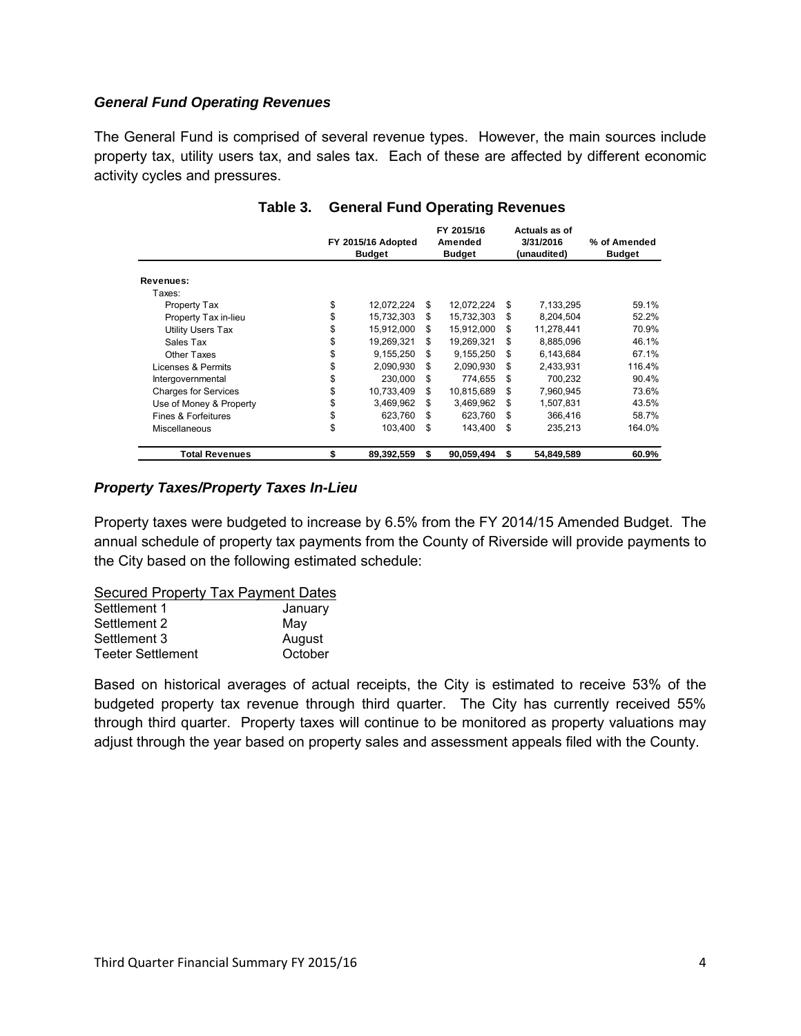### *General Fund Operating Revenues*

The General Fund is comprised of several revenue types. However, the main sources include property tax, utility users tax, and sales tax. Each of these are affected by different economic activity cycles and pressures.

**Table 3. General Fund Operating Revenues**

| | FY 2015/16 Adopted Budget | FY 2015/16 Amended Budget | Actuals as of 3/31/2016 (unaudited) | % of Amended Budget |
|---|---|---|---|---|
| **Revenues:** | | | | |
| Taxes: | | | | |
| Property Tax | $ 12,072,224 | $ 12,072,224 | $ 7,133,295 | 59.1% |
| Property Tax in-lieu | $ 15,732,303 | $ 15,732,303 | $ 8,204,504 | 52.2% |
| Utility Users Tax | $ 15,912,000 | $ 15,912,000 | $ 11,278,441 | 70.9% |
| Sales Tax | $ 19,269,321 | $ 19,269,321 | $ 8,885,096 | 46.1% |
| Other Taxes | $ 9,155,250 | $ 9,155,250 | $ 6,143,684 | 67.1% |
| Licenses & Permits | $ 2,090,930 | $ 2,090,930 | $ 2,433,931 | 116.4% |
| Intergovernmental | $ 230,000 | $ 774,655 | $ 700,232 | 90.4% |
| Charges for Services | $ 10,733,409 | $ 10,815,689 | $ 7,960,945 | 73.6% |
| Use of Money & Property | $ 3,469,962 | $ 3,469,962 | $ 1,507,831 | 43.5% |
| Fines & Forfeitures | $ 623,760 | $ 623,760 | $ 366,416 | 58.7% |
| Miscellaneous | $ 103,400 | $ 143,400 | $ 235,213 | 164.0% |
| **Total Revenues** | **$ 89,392,559** | **$ 90,059,494** | **$ 54,849,589** | **60.9%** |

### *Property Taxes/Property Taxes In-Lieu*

Property taxes were budgeted to increase by 6.5% from the FY 2014/15 Amended Budget. The annual schedule of property tax payments from the County of Riverside will provide payments to the City based on the following estimated schedule:

| Secured Property Tax Payment Dates | |
|---|---|
| Settlement 1 | January |
| Settlement 2 | May |
| Settlement 3 | August |
| Teeter Settlement | October |

Based on historical averages of actual receipts, the City is estimated to receive 53% of the budgeted property tax revenue through third quarter. The City has currently received 55% through third quarter. Property taxes will continue to be monitored as property valuations may adjust through the year based on property sales and assessment appeals filed with the County.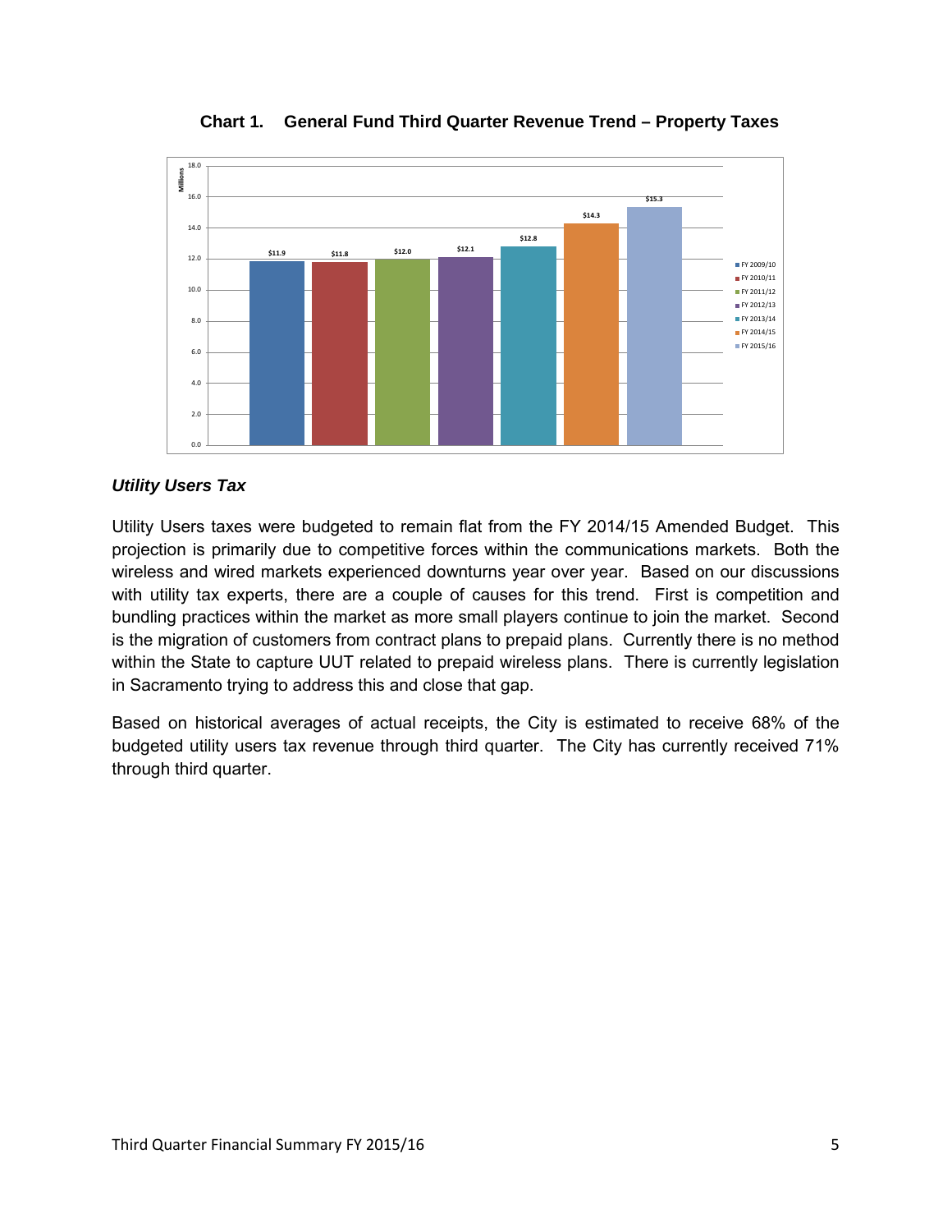**Chart 1. General Fund Third Quarter Revenue Trend – Property Taxes**

| Fiscal Year | Property Taxes (Millions) |
|---|---|
| FY 2009/10 | $11.9 |
| FY 2010/11 | $11.8 |
| FY 2011/12 | $12.0 |
| FY 2012/13 | $12.1 |
| FY 2013/14 | $12.8 |
| FY 2014/15 | $14.3 |
| FY 2015/16 | $15.3 |

### *Utility Users Tax*

Utility Users taxes were budgeted to remain flat from the FY 2014/15 Amended Budget. This projection is primarily due to competitive forces within the communications markets. Both the wireless and wired markets experienced downturns year over year. Based on our discussions with utility tax experts, there are a couple of causes for this trend. First is competition and bundling practices within the market as more small players continue to join the market. Second is the migration of customers from contract plans to prepaid plans. Currently there is no method within the State to capture UUT related to prepaid wireless plans. There is currently legislation in Sacramento trying to address this and close that gap.

Based on historical averages of actual receipts, the City is estimated to receive 68% of the budgeted utility users tax revenue through third quarter. The City has currently received 71% through third quarter.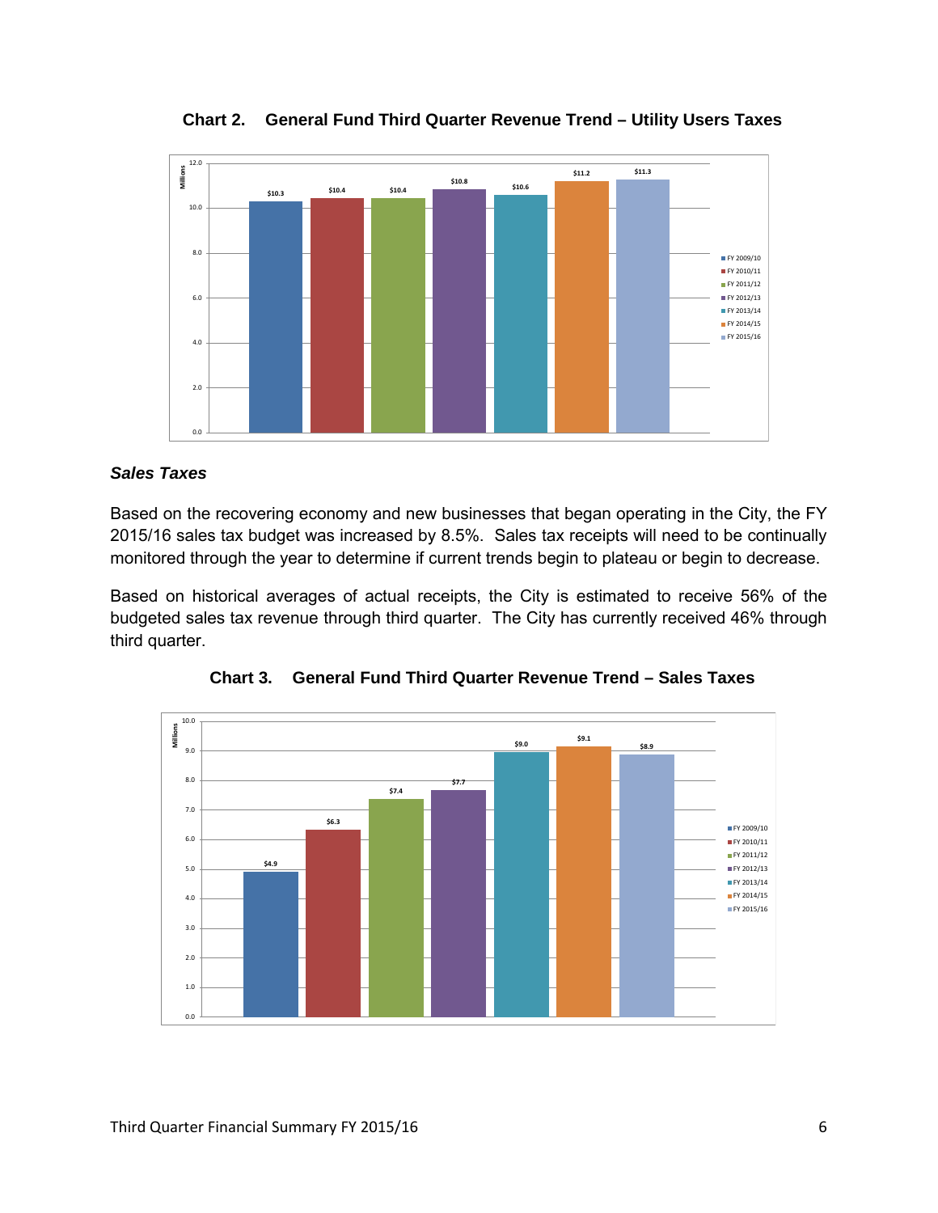**Chart 2. General Fund Third Quarter Revenue Trend – Utility Users Taxes**

| Fiscal Year | Millions |
|---|---|
| FY 2009/10 | $10.3 |
| FY 2010/11 | $10.4 |
| FY 2011/12 | $10.4 |
| FY 2012/13 | $10.8 |
| FY 2013/14 | $10.6 |
| FY 2014/15 | $11.2 |
| FY 2015/16 | $11.3 |

### *Sales Taxes*

Based on the recovering economy and new businesses that began operating in the City, the FY 2015/16 sales tax budget was increased by 8.5%. Sales tax receipts will need to be continually monitored through the year to determine if current trends begin to plateau or begin to decrease.

Based on historical averages of actual receipts, the City is estimated to receive 56% of the budgeted sales tax revenue through third quarter. The City has currently received 46% through third quarter.

**Chart 3. General Fund Third Quarter Revenue Trend – Sales Taxes**

| Fiscal Year | Millions |
|---|---|
| FY 2009/10 | $4.9 |
| FY 2010/11 | $6.3 |
| FY 2011/12 | $7.4 |
| FY 2012/13 | $7.7 |
| FY 2013/14 | $9.0 |
| FY 2014/15 | $9.1 |
| FY 2015/16 | $8.9 |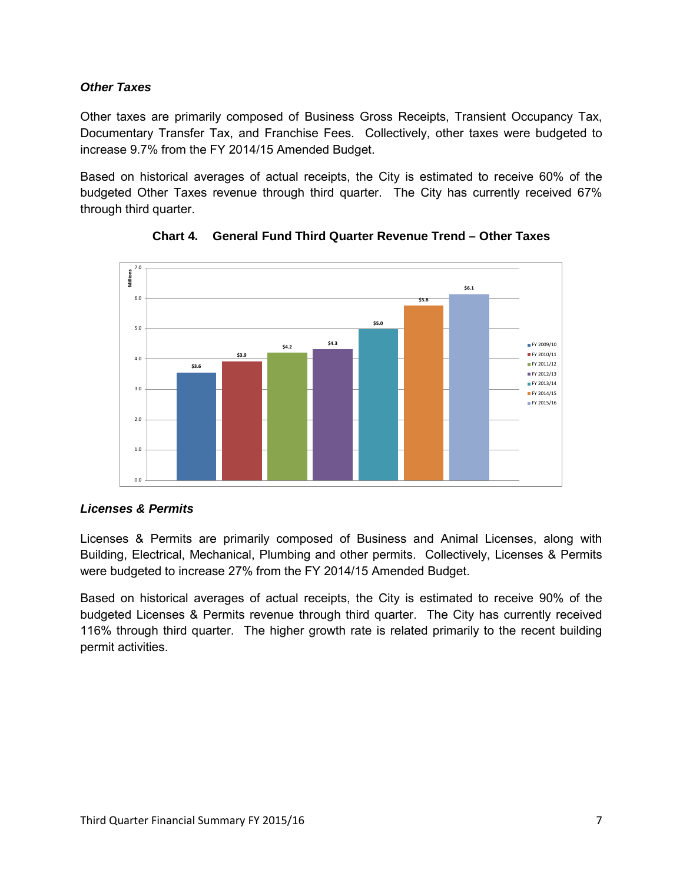### *Other Taxes*

Other taxes are primarily composed of Business Gross Receipts, Transient Occupancy Tax, Documentary Transfer Tax, and Franchise Fees. Collectively, other taxes were budgeted to increase 9.7% from the FY 2014/15 Amended Budget.

Based on historical averages of actual receipts, the City is estimated to receive 60% of the budgeted Other Taxes revenue through third quarter. The City has currently received 67% through third quarter.

**Chart 4. General Fund Third Quarter Revenue Trend – Other Taxes**

| Fiscal Year | Millions |
|---|---|
| FY 2009/10 | $3.6 |
| FY 2010/11 | $3.9 |
| FY 2011/12 | $4.2 |
| FY 2012/13 | $4.3 |
| FY 2013/14 | $5.0 |
| FY 2014/15 | $5.8 |
| FY 2015/16 | $6.1 |

### *Licenses & Permits*

Licenses & Permits are primarily composed of Business and Animal Licenses, along with Building, Electrical, Mechanical, Plumbing and other permits. Collectively, Licenses & Permits were budgeted to increase 27% from the FY 2014/15 Amended Budget.

Based on historical averages of actual receipts, the City is estimated to receive 90% of the budgeted Licenses & Permits revenue through third quarter. The City has currently received 116% through third quarter. The higher growth rate is related primarily to the recent building permit activities.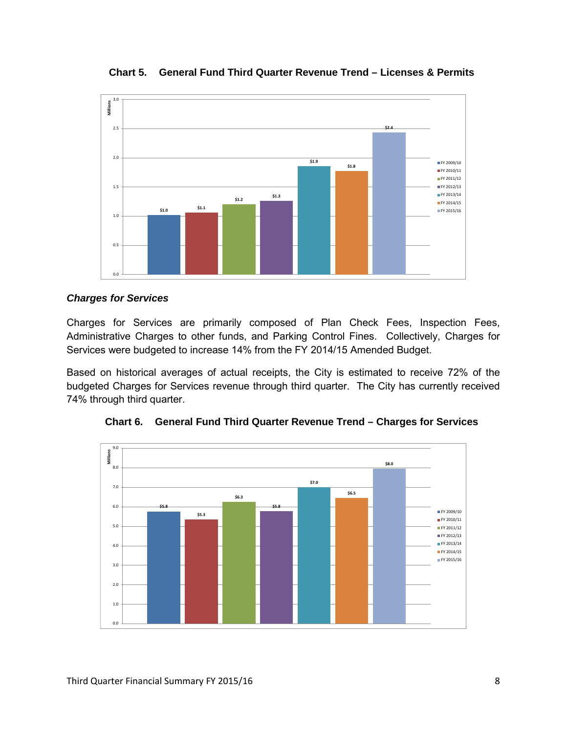**Chart 5. General Fund Third Quarter Revenue Trend – Licenses & Permits**

| Fiscal Year | Millions |
|---|---|
| FY 2009/10 | $1.0 |
| FY 2010/11 | $1.1 |
| FY 2011/12 | $1.2 |
| FY 2012/13 | $1.3 |
| FY 2013/14 | $1.9 |
| FY 2014/15 | $1.8 |
| FY 2015/16 | $2.4 |

### *Charges for Services*

Charges for Services are primarily composed of Plan Check Fees, Inspection Fees, Administrative Charges to other funds, and Parking Control Fines. Collectively, Charges for Services were budgeted to increase 14% from the FY 2014/15 Amended Budget.

Based on historical averages of actual receipts, the City is estimated to receive 72% of the budgeted Charges for Services revenue through third quarter. The City has currently received 74% through third quarter.

**Chart 6. General Fund Third Quarter Revenue Trend – Charges for Services**

| Fiscal Year | Millions |
|---|---|
| FY 2009/10 | $5.8 |
| FY 2010/11 | $5.3 |
| FY 2011/12 | $6.3 |
| FY 2012/13 | $5.8 |
| FY 2013/14 | $7.0 |
| FY 2014/15 | $6.5 |
| FY 2015/16 | $8.0 |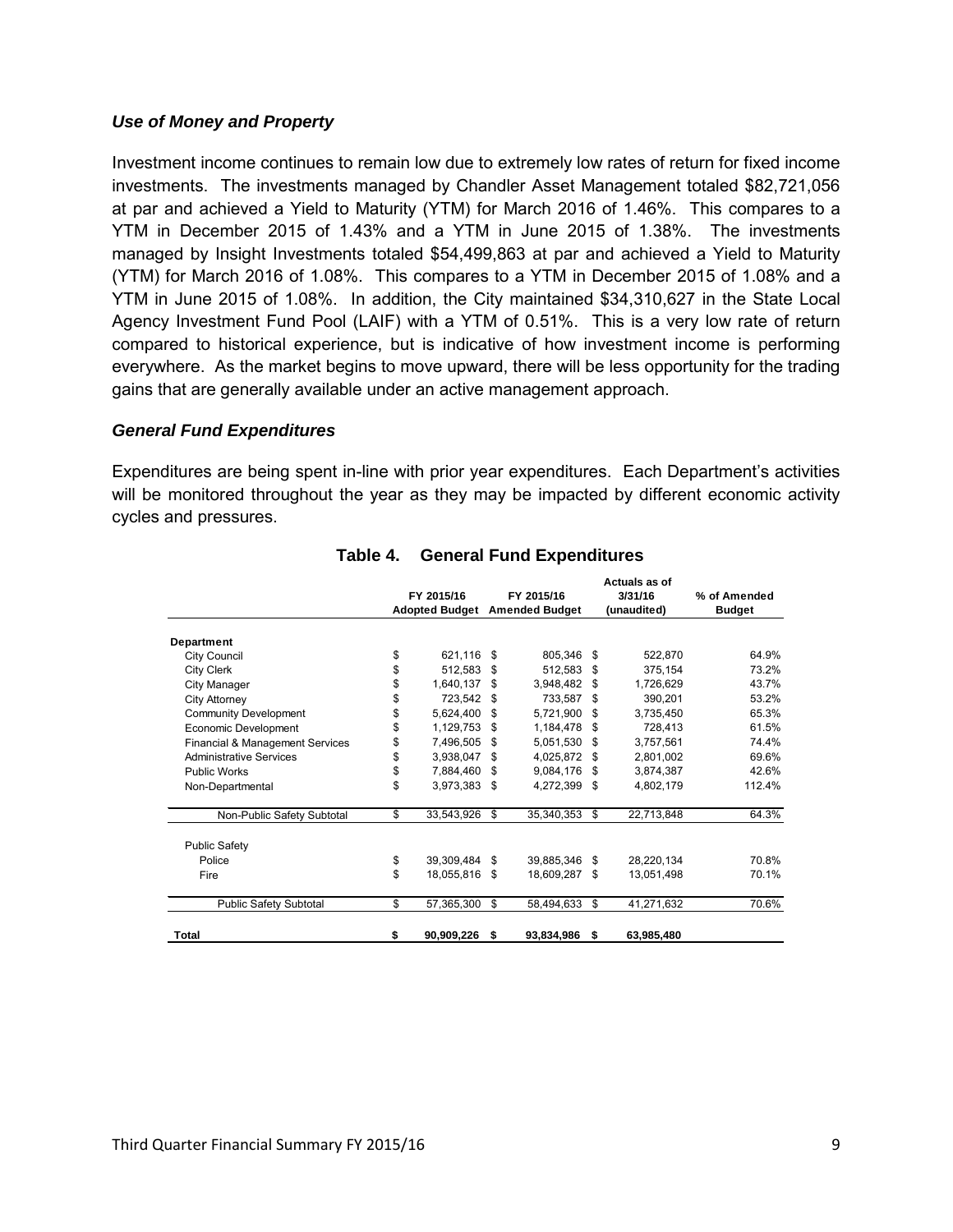### *Use of Money and Property*

Investment income continues to remain low due to extremely low rates of return for fixed income investments. The investments managed by Chandler Asset Management totaled $82,721,056 at par and achieved a Yield to Maturity (YTM) for March 2016 of 1.46%. This compares to a YTM in December 2015 of 1.43% and a YTM in June 2015 of 1.38%. The investments managed by Insight Investments totaled $54,499,863 at par and achieved a Yield to Maturity (YTM) for March 2016 of 1.08%. This compares to a YTM in December 2015 of 1.08% and a YTM in June 2015 of 1.08%. In addition, the City maintained $34,310,627 in the State Local Agency Investment Fund Pool (LAIF) with a YTM of 0.51%. This is a very low rate of return compared to historical experience, but is indicative of how investment income is performing everywhere. As the market begins to move upward, there will be less opportunity for the trading gains that are generally available under an active management approach.

### *General Fund Expenditures*

Expenditures are being spent in-line with prior year expenditures. Each Department's activities will be monitored throughout the year as they may be impacted by different economic activity cycles and pressures.

**Table 4. General Fund Expenditures**

| | FY 2015/16 Adopted Budget | FY 2015/16 Amended Budget | Actuals as of 3/31/16 (unaudited) | % of Amended Budget |
|---|---|---|---|---|
| **Department** | | | | |
| City Council | $ 621,116 | $ 805,346 | $ 522,870 | 64.9% |
| City Clerk | $ 512,583 | $ 512,583 | $ 375,154 | 73.2% |
| City Manager | $ 1,640,137 | $ 3,948,482 | $ 1,726,629 | 43.7% |
| City Attorney | $ 723,542 | $ 733,587 | $ 390,201 | 53.2% |
| Community Development | $ 5,624,400 | $ 5,721,900 | $ 3,735,450 | 65.3% |
| Economic Development | $ 1,129,753 | $ 1,184,478 | $ 728,413 | 61.5% |
| Financial & Management Services | $ 7,496,505 | $ 5,051,530 | $ 3,757,561 | 74.4% |
| Administrative Services | $ 3,938,047 | $ 4,025,872 | $ 2,801,002 | 69.6% |
| Public Works | $ 7,884,460 | $ 9,084,176 | $ 3,874,387 | 42.6% |
| Non-Departmental | $ 3,973,383 | $ 4,272,399 | $ 4,802,179 | 112.4% |
| Non-Public Safety Subtotal | $ 33,543,926 | $ 35,340,353 | $ 22,713,848 | 64.3% |
| Public Safety | | | | |
| Police | $ 39,309,484 | $ 39,885,346 | $ 28,220,134 | 70.8% |
| Fire | $ 18,055,816 | $ 18,609,287 | $ 13,051,498 | 70.1% |
| Public Safety Subtotal | $ 57,365,300 | $ 58,494,633 | $ 41,271,632 | 70.6% |
| **Total** | **$ 90,909,226** | **$ 93,834,986** | **$ 63,985,480** | |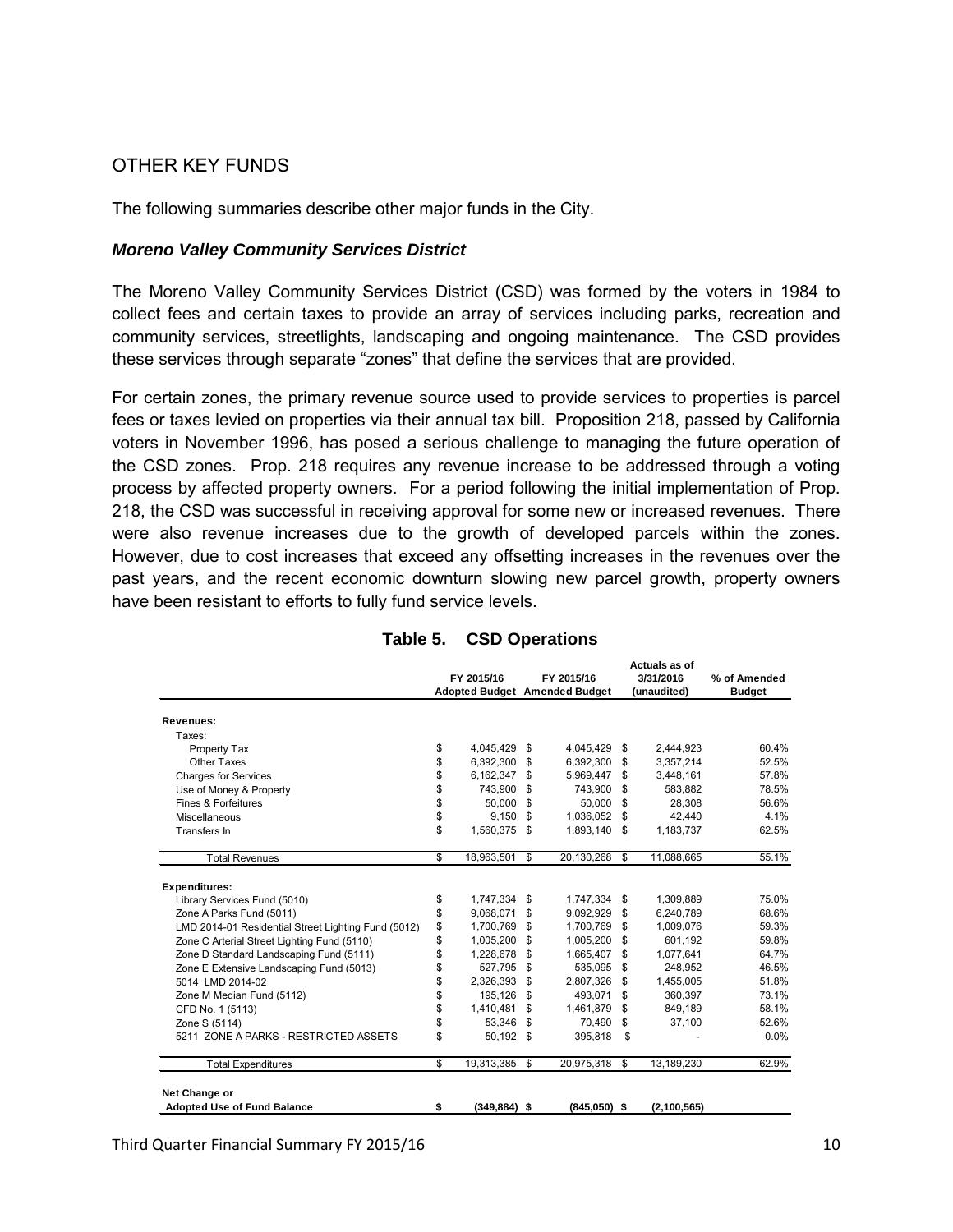## OTHER KEY FUNDS

The following summaries describe other major funds in the City.

### *Moreno Valley Community Services District*

The Moreno Valley Community Services District (CSD) was formed by the voters in 1984 to collect fees and certain taxes to provide an array of services including parks, recreation and community services, streetlights, landscaping and ongoing maintenance. The CSD provides these services through separate "zones" that define the services that are provided.

For certain zones, the primary revenue source used to provide services to properties is parcel fees or taxes levied on properties via their annual tax bill. Proposition 218, passed by California voters in November 1996, has posed a serious challenge to managing the future operation of the CSD zones. Prop. 218 requires any revenue increase to be addressed through a voting process by affected property owners. For a period following the initial implementation of Prop. 218, the CSD was successful in receiving approval for some new or increased revenues. There were also revenue increases due to the growth of developed parcels within the zones. However, due to cost increases that exceed any offsetting increases in the revenues over the past years, and the recent economic downturn slowing new parcel growth, property owners have been resistant to efforts to fully fund service levels.

**Table 5. CSD Operations**

| | FY 2015/16 Adopted Budget | FY 2015/16 Amended Budget | Actuals as of 3/31/2016 (unaudited) | % of Amended Budget |
|---|---|---|---|---|
| **Revenues:** | | | | |
| Taxes: | | | | |
| Property Tax | $ 4,045,429 | $ 4,045,429 | $ 2,444,923 | 60.4% |
| Other Taxes | $ 6,392,300 | $ 6,392,300 | $ 3,357,214 | 52.5% |
| Charges for Services | $ 6,162,347 | $ 5,969,447 | $ 3,448,161 | 57.8% |
| Use of Money & Property | $ 743,900 | $ 743,900 | $ 583,882 | 78.5% |
| Fines & Forfeitures | $ 50,000 | $ 50,000 | $ 28,308 | 56.6% |
| Miscellaneous | $ 9,150 | $ 1,036,052 | $ 42,440 | 4.1% |
| Transfers In | $ 1,560,375 | $ 1,893,140 | $ 1,183,737 | 62.5% |
| Total Revenues | $ 18,963,501 | $ 20,130,268 | $ 11,088,665 | 55.1% |
| **Expenditures:** | | | | |
| Library Services Fund (5010) | $ 1,747,334 | $ 1,747,334 | $ 1,309,889 | 75.0% |
| Zone A Parks Fund (5011) | $ 9,068,071 | $ 9,092,929 | $ 6,240,789 | 68.6% |
| LMD 2014-01 Residential Street Lighting Fund (5012) | $ 1,700,769 | $ 1,700,769 | $ 1,009,076 | 59.3% |
| Zone C Arterial Street Lighting Fund (5110) | $ 1,005,200 | $ 1,005,200 | $ 601,192 | 59.8% |
| Zone D Standard Landscaping Fund (5111) | $ 1,228,678 | $ 1,665,407 | $ 1,077,641 | 64.7% |
| Zone E Extensive Landscaping Fund (5013) | $ 527,795 | $ 535,095 | $ 248,952 | 46.5% |
| 5014 LMD 2014-02 | $ 2,326,393 | $ 2,807,326 | $ 1,455,005 | 51.8% |
| Zone M Median Fund (5112) | $ 195,126 | $ 493,071 | $ 360,397 | 73.1% |
| CFD No. 1 (5113) | $ 1,410,481 | $ 1,461,879 | $ 849,189 | 58.1% |
| Zone S (5114) | $ 53,346 | $ 70,490 | $ 37,100 | 52.6% |
| 5211 ZONE A PARKS - RESTRICTED ASSETS | $ 50,192 | $ 395,818 | $ - | 0.0% |
| Total Expenditures | $ 19,313,385 | $ 20,975,318 | $ 13,189,230 | 62.9% |
| **Net Change or Adopted Use of Fund Balance** | **$ (349,884)** | **$ (845,050)** | **$ (2,100,565)** | |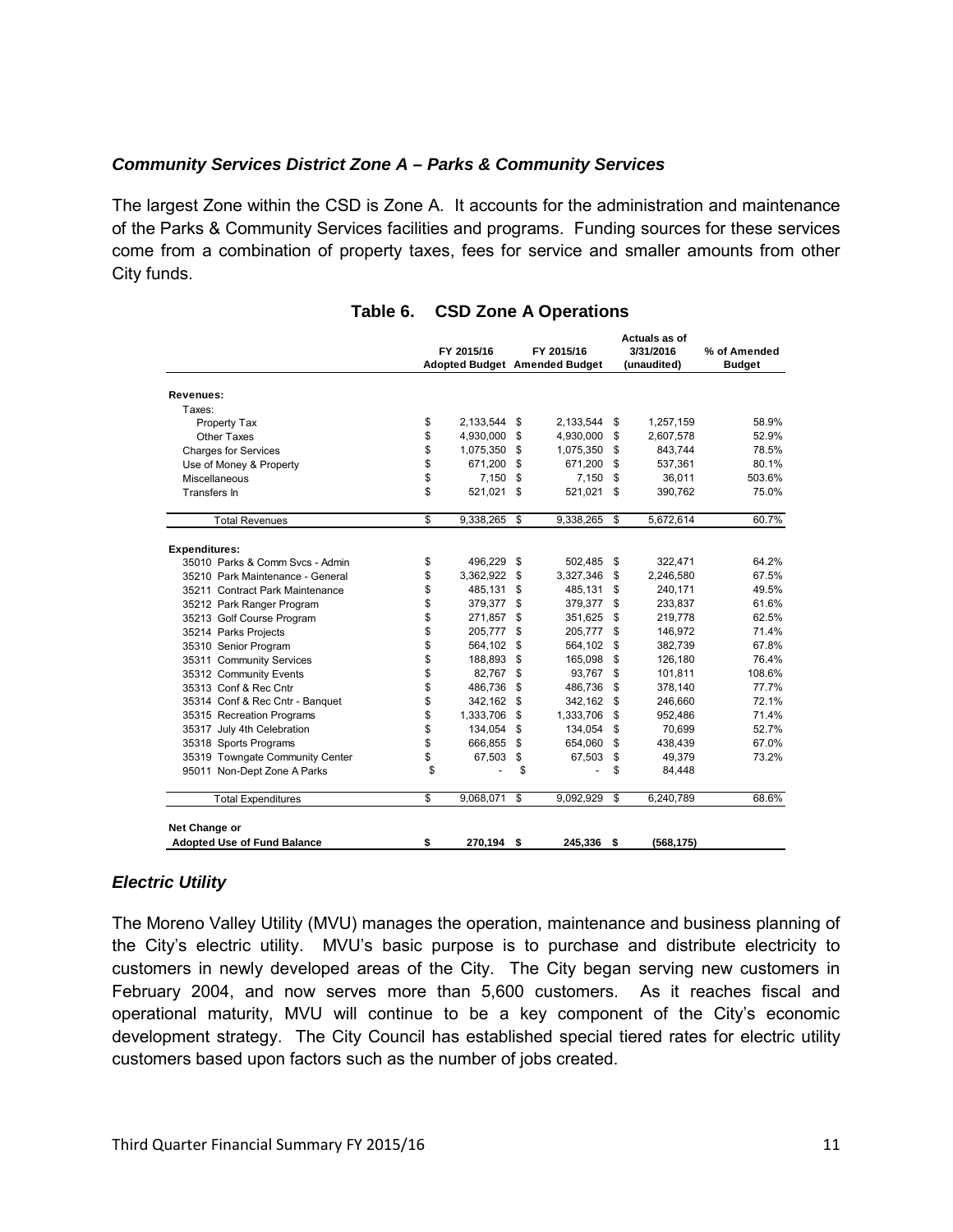### *Community Services District Zone A – Parks & Community Services*

The largest Zone within the CSD is Zone A. It accounts for the administration and maintenance of the Parks & Community Services facilities and programs. Funding sources for these services come from a combination of property taxes, fees for service and smaller amounts from other City funds.

**Table 6. CSD Zone A Operations**

| | FY 2015/16 Adopted Budget | FY 2015/16 Amended Budget | Actuals as of 3/31/2016 (unaudited) | % of Amended Budget |
|---|---|---|---|---|
| **Revenues:** | | | | |
| Taxes: | | | | |
| Property Tax | $ 2,133,544 | $ 2,133,544 | $ 1,257,159 | 58.9% |
| Other Taxes | $ 4,930,000 | $ 4,930,000 | $ 2,607,578 | 52.9% |
| Charges for Services | $ 1,075,350 | $ 1,075,350 | $ 843,744 | 78.5% |
| Use of Money & Property | $ 671,200 | $ 671,200 | $ 537,361 | 80.1% |
| Miscellaneous | $ 7,150 | $ 7,150 | $ 36,011 | 503.6% |
| Transfers In | $ 521,021 | $ 521,021 | $ 390,762 | 75.0% |
| Total Revenues | $ 9,338,265 | $ 9,338,265 | $ 5,672,614 | 60.7% |
| **Expenditures:** | | | | |
| 35010 Parks & Comm Svcs - Admin | $ 496,229 | $ 502,485 | $ 322,471 | 64.2% |
| 35210 Park Maintenance - General | $ 3,362,922 | $ 3,327,346 | $ 2,246,580 | 67.5% |
| 35211 Contract Park Maintenance | $ 485,131 | $ 485,131 | $ 240,171 | 49.5% |
| 35212 Park Ranger Program | $ 379,377 | $ 379,377 | $ 233,837 | 61.6% |
| 35213 Golf Course Program | $ 271,857 | $ 351,625 | $ 219,778 | 62.5% |
| 35214 Parks Projects | $ 205,777 | $ 205,777 | $ 146,972 | 71.4% |
| 35310 Senior Program | $ 564,102 | $ 564,102 | $ 382,739 | 67.8% |
| 35311 Community Services | $ 188,893 | $ 165,098 | $ 126,180 | 76.4% |
| 35312 Community Events | $ 82,767 | $ 93,767 | $ 101,811 | 108.6% |
| 35313 Conf & Rec Cntr | $ 486,736 | $ 486,736 | $ 378,140 | 77.7% |
| 35314 Conf & Rec Cntr - Banquet | $ 342,162 | $ 342,162 | $ 246,660 | 72.1% |
| 35315 Recreation Programs | $ 1,333,706 | $ 1,333,706 | $ 952,486 | 71.4% |
| 35317 July 4th Celebration | $ 134,054 | $ 134,054 | $ 70,699 | 52.7% |
| 35318 Sports Programs | $ 666,855 | $ 654,060 | $ 438,439 | 67.0% |
| 35319 Towngate Community Center | $ 67,503 | $ 67,503 | $ 49,379 | 73.2% |
| 95011 Non-Dept Zone A Parks | $ - | $ - | $ 84,448 | |
| Total Expenditures | $ 9,068,071 | $ 9,092,929 | $ 6,240,789 | 68.6% |
| **Net Change or Adopted Use of Fund Balance** | **$ 270,194** | **$ 245,336** | **$ (568,175)** | |

### *Electric Utility*

The Moreno Valley Utility (MVU) manages the operation, maintenance and business planning of the City's electric utility. MVU's basic purpose is to purchase and distribute electricity to customers in newly developed areas of the City. The City began serving new customers in February 2004, and now serves more than 5,600 customers. As it reaches fiscal and operational maturity, MVU will continue to be a key component of the City's economic development strategy. The City Council has established special tiered rates for electric utility customers based upon factors such as the number of jobs created.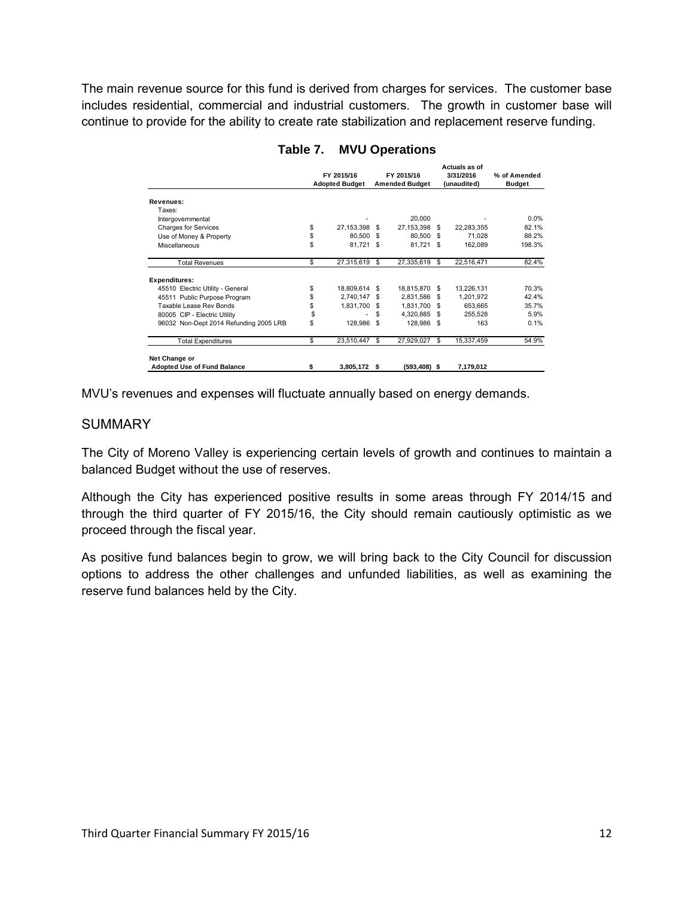The main revenue source for this fund is derived from charges for services. The customer base includes residential, commercial and industrial customers. The growth in customer base will continue to provide for the ability to create rate stabilization and replacement reserve funding.

**Table 7. MVU Operations**

| | FY 2015/16 Adopted Budget | FY 2015/16 Amended Budget | Actuals as of 3/31/2016 (unaudited) | % of Amended Budget |
|---|---|---|---|---|
| **Revenues:** | | | | |
| Taxes: | | | | |
| Intergovernmental | - | 20,000 | - | 0.0% |
| Charges for Services | $ 27,153,398 | $ 27,153,398 | $ 22,283,355 | 82.1% |
| Use of Money & Property | $ 80,500 | $ 80,500 | $ 71,028 | 88.2% |
| Miscellaneous | $ 81,721 | $ 81,721 | $ 162,089 | 198.3% |
| Total Revenues | $ 27,315,619 | $ 27,335,619 | $ 22,516,471 | 82.4% |
| **Expenditures:** | | | | |
| 45510 Electric Utility - General | $ 18,809,614 | $ 18,815,870 | $ 13,226,131 | 70.3% |
| 45511 Public Purpose Program | $ 2,740,147 | $ 2,831,586 | $ 1,201,972 | 42.4% |
| Taxable Lease Rev Bonds | $ 1,831,700 | $ 1,831,700 | $ 653,665 | 35.7% |
| 80005 CIP - Electric Utility | $ - | $ 4,320,885 | $ 255,528 | 5.9% |
| 96032 Non-Dept 2014 Refunding 2005 LRB | $ 128,986 | $ 128,986 | $ 163 | 0.1% |
| Total Expenditures | $ 23,510,447 | $ 27,929,027 | $ 15,337,459 | 54.9% |
| **Net Change or Adopted Use of Fund Balance** | **$ 3,805,172** | **$ (593,408)** | **$ 7,179,012** | |

MVU's revenues and expenses will fluctuate annually based on energy demands.

## SUMMARY

The City of Moreno Valley is experiencing certain levels of growth and continues to maintain a balanced Budget without the use of reserves.

Although the City has experienced positive results in some areas through FY 2014/15 and through the third quarter of FY 2015/16, the City should remain cautiously optimistic as we proceed through the fiscal year.

As positive fund balances begin to grow, we will bring back to the City Council for discussion options to address the other challenges and unfunded liabilities, as well as examining the reserve fund balances held by the City.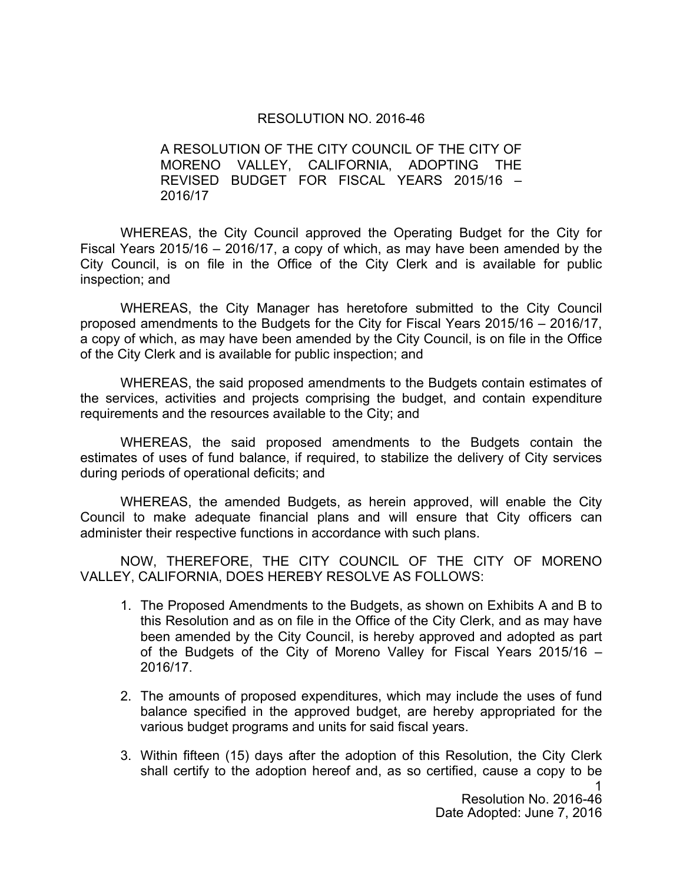RESOLUTION NO. 2016-46

A RESOLUTION OF THE CITY COUNCIL OF THE CITY OF MORENO VALLEY, CALIFORNIA, ADOPTING THE REVISED BUDGET FOR FISCAL YEARS 2015/16 – 2016/17

WHEREAS, the City Council approved the Operating Budget for the City for Fiscal Years 2015/16 – 2016/17, a copy of which, as may have been amended by the City Council, is on file in the Office of the City Clerk and is available for public inspection; and

WHEREAS, the City Manager has heretofore submitted to the City Council proposed amendments to the Budgets for the City for Fiscal Years 2015/16 – 2016/17, a copy of which, as may have been amended by the City Council, is on file in the Office of the City Clerk and is available for public inspection; and

WHEREAS, the said proposed amendments to the Budgets contain estimates of the services, activities and projects comprising the budget, and contain expenditure requirements and the resources available to the City; and

WHEREAS, the said proposed amendments to the Budgets contain the estimates of uses of fund balance, if required, to stabilize the delivery of City services during periods of operational deficits; and

WHEREAS, the amended Budgets, as herein approved, will enable the City Council to make adequate financial plans and will ensure that City officers can administer their respective functions in accordance with such plans.

NOW, THEREFORE, THE CITY COUNCIL OF THE CITY OF MORENO VALLEY, CALIFORNIA, DOES HEREBY RESOLVE AS FOLLOWS:

1. The Proposed Amendments to the Budgets, as shown on Exhibits A and B to this Resolution and as on file in the Office of the City Clerk, and as may have been amended by the City Council, is hereby approved and adopted as part of the Budgets of the City of Moreno Valley for Fiscal Years 2015/16 – 2016/17.

2. The amounts of proposed expenditures, which may include the uses of fund balance specified in the approved budget, are hereby appropriated for the various budget programs and units for said fiscal years.

3. Within fifteen (15) days after the adoption of this Resolution, the City Clerk shall certify to the adoption hereof and, as so certified, cause a copy to be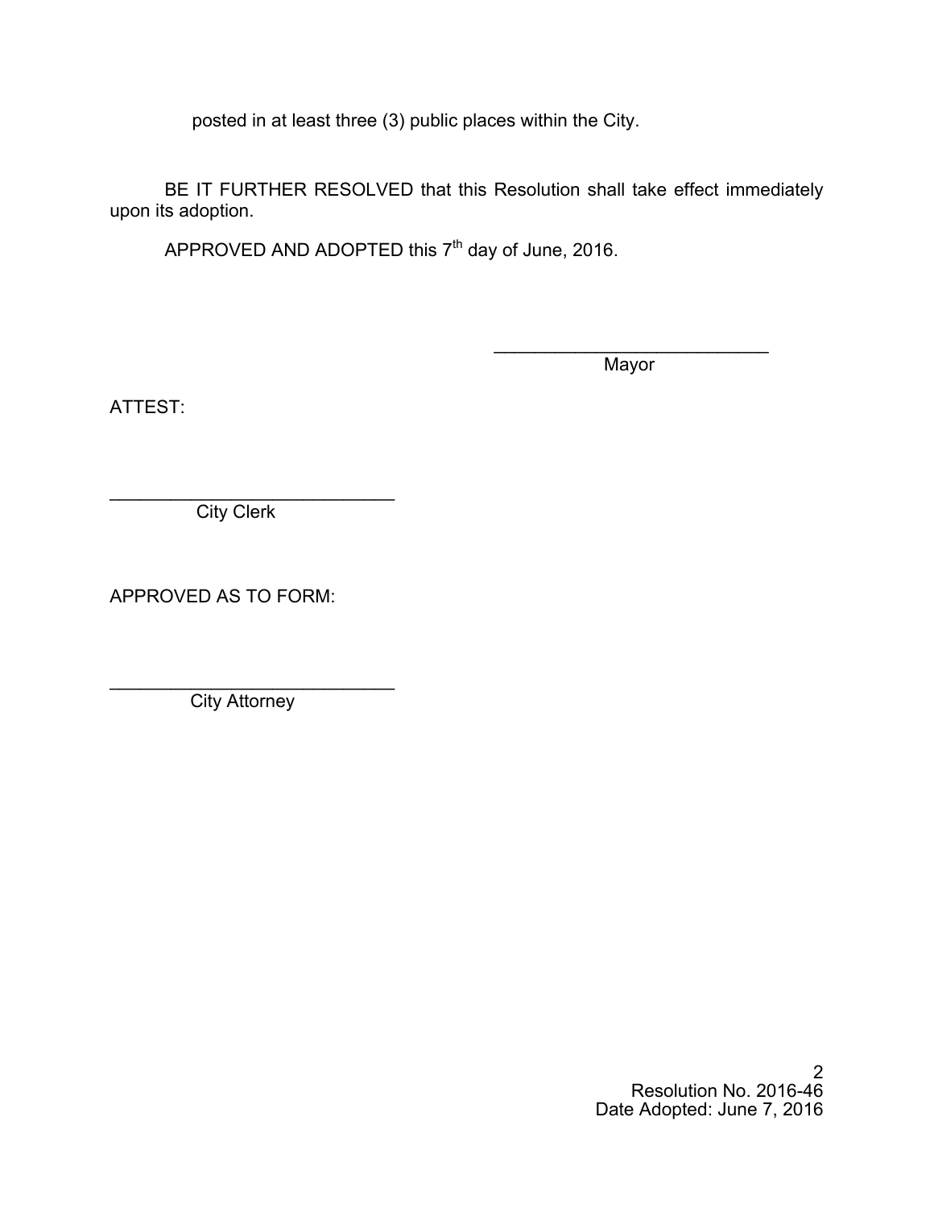posted in at least three (3) public places within the City.

BE IT FURTHER RESOLVED that this Resolution shall take effect immediately upon its adoption.

APPROVED AND ADOPTED this 7th day of June, 2016.

\_\_\_\_\_\_\_\_\_\_\_\_\_\_\_\_\_\_\_\_\_\_\_\_\_\_\_\_
Mayor

ATTEST:

\_\_\_\_\_\_\_\_\_\_\_\_\_\_\_\_\_\_\_\_\_\_\_\_\_\_\_\_
City Clerk

APPROVED AS TO FORM:

\_\_\_\_\_\_\_\_\_\_\_\_\_\_\_\_\_\_\_\_\_\_\_\_\_\_\_\_
City Attorney

Resolution No. 2016-46
Date Adopted: June 7, 2016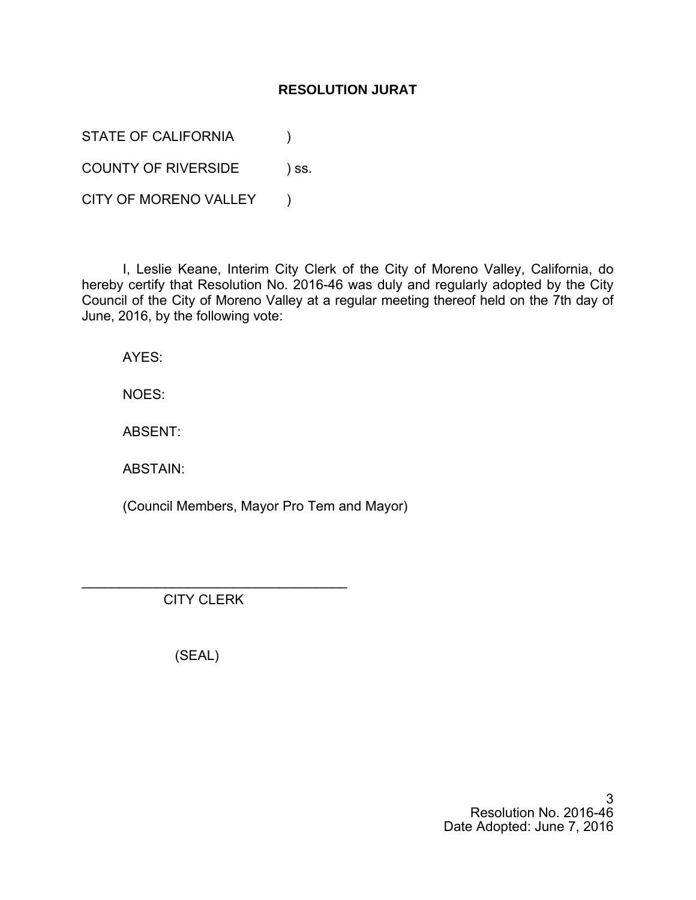**RESOLUTION JURAT**

STATE OF CALIFORNIA )

COUNTY OF RIVERSIDE ) ss.

CITY OF MORENO VALLEY )

I, Leslie Keane, Interim City Clerk of the City of Moreno Valley, California, do hereby certify that Resolution No. 2016-46 was duly and regularly adopted by the City Council of the City of Moreno Valley at a regular meeting thereof held on the 7th day of June, 2016, by the following vote:

AYES:

NOES:

ABSENT:

ABSTAIN:

(Council Members, Mayor Pro Tem and Mayor)

\_\_\_\_\_\_\_\_\_\_\_\_\_\_\_\_\_\_\_\_\_\_\_\_\_\_\_\_\_\_\_\_\_\_\_\_

CITY CLERK

(SEAL)

Resolution No. 2016-46
Date Adopted: June 7, 2016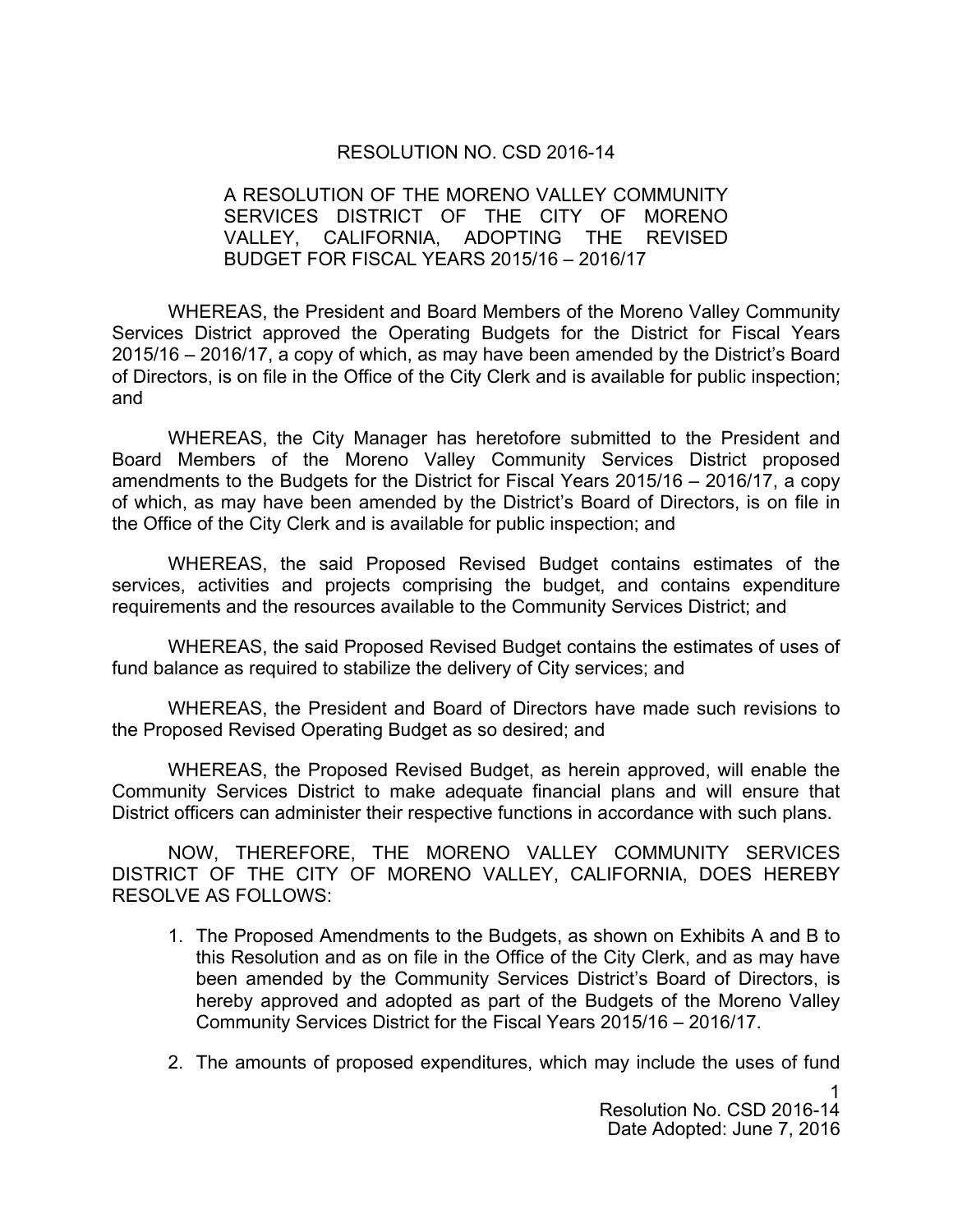# RESOLUTION NO. CSD 2016-14

A RESOLUTION OF THE MORENO VALLEY COMMUNITY SERVICES DISTRICT OF THE CITY OF MORENO VALLEY, CALIFORNIA, ADOPTING THE REVISED BUDGET FOR FISCAL YEARS 2015/16 – 2016/17

WHEREAS, the President and Board Members of the Moreno Valley Community Services District approved the Operating Budgets for the District for Fiscal Years 2015/16 – 2016/17, a copy of which, as may have been amended by the District's Board of Directors, is on file in the Office of the City Clerk and is available for public inspection; and

WHEREAS, the City Manager has heretofore submitted to the President and Board Members of the Moreno Valley Community Services District proposed amendments to the Budgets for the District for Fiscal Years 2015/16 – 2016/17, a copy of which, as may have been amended by the District's Board of Directors, is on file in the Office of the City Clerk and is available for public inspection; and

WHEREAS, the said Proposed Revised Budget contains estimates of the services, activities and projects comprising the budget, and contains expenditure requirements and the resources available to the Community Services District; and

WHEREAS, the said Proposed Revised Budget contains the estimates of uses of fund balance as required to stabilize the delivery of City services; and

WHEREAS, the President and Board of Directors have made such revisions to the Proposed Revised Operating Budget as so desired; and

WHEREAS, the Proposed Revised Budget, as herein approved, will enable the Community Services District to make adequate financial plans and will ensure that District officers can administer their respective functions in accordance with such plans.

NOW, THEREFORE, THE MORENO VALLEY COMMUNITY SERVICES DISTRICT OF THE CITY OF MORENO VALLEY, CALIFORNIA, DOES HEREBY RESOLVE AS FOLLOWS:

1. The Proposed Amendments to the Budgets, as shown on Exhibits A and B to this Resolution and as on file in the Office of the City Clerk, and as may have been amended by the Community Services District's Board of Directors, is hereby approved and adopted as part of the Budgets of the Moreno Valley Community Services District for the Fiscal Years 2015/16 – 2016/17.

2. The amounts of proposed expenditures, which may include the uses of fund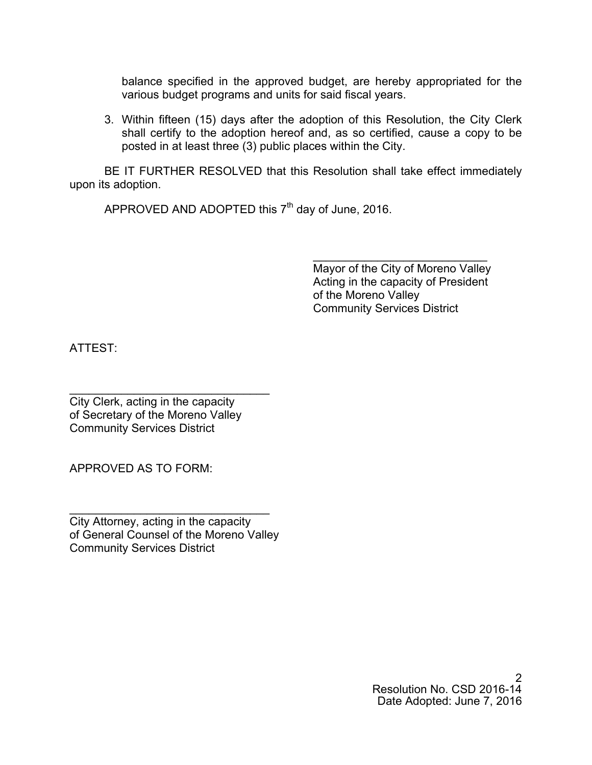balance specified in the approved budget, are hereby appropriated for the various budget programs and units for said fiscal years.

3. Within fifteen (15) days after the adoption of this Resolution, the City Clerk shall certify to the adoption hereof and, as so certified, cause a copy to be posted in at least three (3) public places within the City.

BE IT FURTHER RESOLVED that this Resolution shall take effect immediately upon its adoption.

APPROVED AND ADOPTED this 7th day of June, 2016.

\_\_\_\_\_\_\_\_\_\_\_\_\_\_\_\_\_\_\_\_\_\_\_\_\_\_\_\_
Mayor of the City of Moreno Valley
Acting in the capacity of President
of the Moreno Valley
Community Services District

ATTEST:

\_\_\_\_\_\_\_\_\_\_\_\_\_\_\_\_\_\_\_\_\_\_\_\_\_\_\_\_
City Clerk, acting in the capacity
of Secretary of the Moreno Valley
Community Services District

APPROVED AS TO FORM:

\_\_\_\_\_\_\_\_\_\_\_\_\_\_\_\_\_\_\_\_\_\_\_\_\_\_\_\_
City Attorney, acting in the capacity
of General Counsel of the Moreno Valley
Community Services District

Resolution No. CSD 2016-14
Date Adopted: June 7, 2016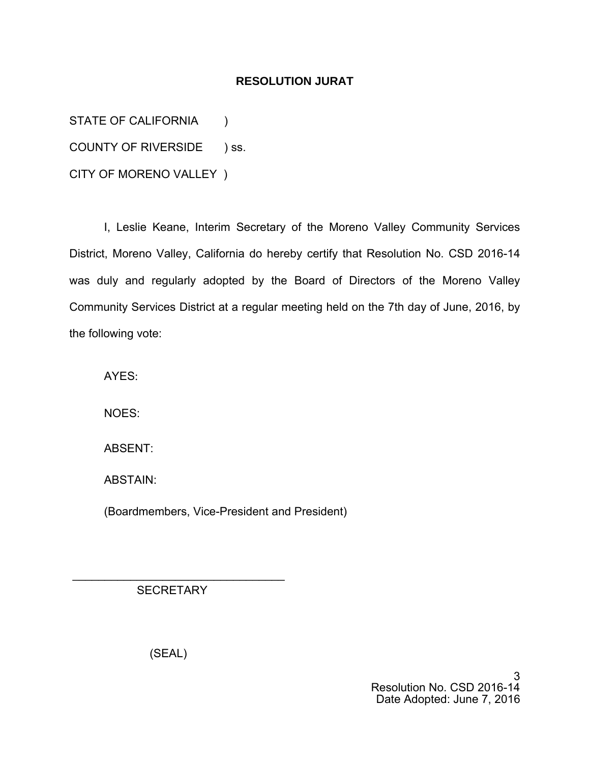## RESOLUTION JURAT

STATE OF CALIFORNIA )

COUNTY OF RIVERSIDE ) ss.

CITY OF MORENO VALLEY )

I, Leslie Keane, Interim Secretary of the Moreno Valley Community Services District, Moreno Valley, California do hereby certify that Resolution No. CSD 2016-14 was duly and regularly adopted by the Board of Directors of the Moreno Valley Community Services District at a regular meeting held on the 7th day of June, 2016, by the following vote:

AYES:

NOES:

ABSENT:

ABSTAIN:

(Boardmembers, Vice-President and President)

\_\_\_\_\_\_\_\_\_\_\_\_\_\_\_\_\_\_\_\_\_\_\_\_\_\_\_\_\_\_\_\_\_\_

SECRETARY

(SEAL)

Resolution No. CSD 2016-14
Date Adopted: June 7, 2016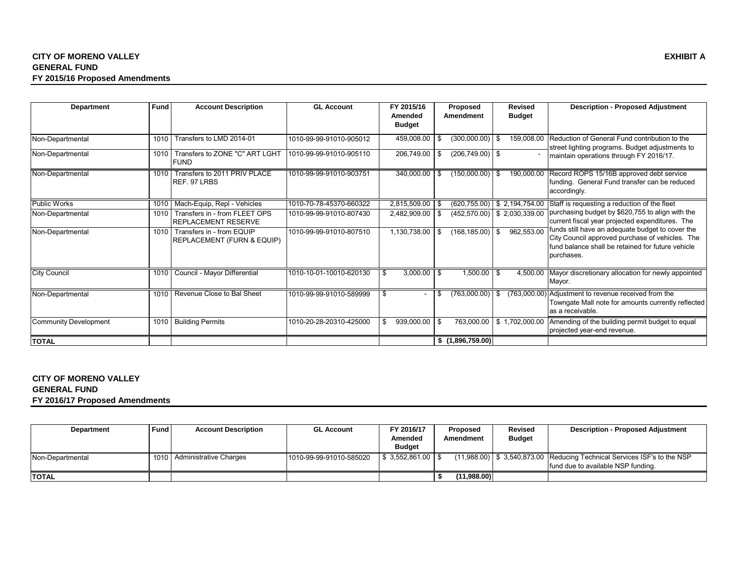**CITY OF MORENO VALLEY** **EXHIBIT A**
**GENERAL FUND**
**FY 2015/16 Proposed Amendments**

| Department | Fund | Account Description | GL Account | FY 2015/16 Amended Budget | Proposed Amendment | Revised Budget | Description - Proposed Adjustment |
|---|---|---|---|---|---|---|---|
| Non-Departmental | 1010 | Transfers to LMD 2014-01 | 1010-99-99-91010-905012 | 459,008.00 | $ (300,000.00) | $ 159,008.00 | Reduction of General Fund contribution to the street lighting programs. Budget adjustments to maintain operations through FY 2016/17. |
| Non-Departmental | 1010 | Transfers to ZONE "C" ART LGHT FUND | 1010-99-99-91010-905110 | 206,749.00 | $ (206,749.00) | $ - | |
| Non-Departmental | 1010 | Transfers to 2011 PRIV PLACE REF. 97 LRBS | 1010-99-99-91010-903751 | 340,000.00 | $ (150,000.00) | $ 190,000.00 | Record ROPS 15/16B approved debt service funding. General Fund transfer can be reduced accordingly. |
| Public Works | 1010 | Mach-Equip, Repl - Vehicles | 1010-70-78-45370-660322 | 2,815,509.00 | $ (620,755.00) | $ 2,194,754.00 | Staff is requesting a reduction of the fleet purchasing budget by $620,755 to align with the current fiscal year projected expenditures. The funds still have an adequate budget to cover the City Council approved purchase of vehicles. The fund balance shall be retained for future vehicle purchases. |
| Non-Departmental | 1010 | Transfers in - from FLEET OPS REPLACEMENT RESERVE | 1010-99-99-91010-807430 | 2,482,909.00 | $ (452,570.00) | $ 2,030,339.00 | |
| Non-Departmental | 1010 | Transfers in - from EQUIP REPLACEMENT (FURN & EQUIP) | 1010-99-99-91010-807510 | 1,130,738.00 | $ (168,185.00) | $ 962,553.00 | |
| City Council | 1010 | Council - Mayor Differential | 1010-10-01-10010-620130 | $ 3,000.00 | $ 1,500.00 | $ 4,500.00 | Mayor discretionary allocation for newly appointed Mayor. |
| Non-Departmental | 1010 | Revenue Close to Bal Sheet | 1010-99-99-91010-589999 | $ - | $ (763,000.00) | $ (763,000.00) | Adjustment to revenue received from the Towngate Mall note for amounts currently reflected as a receivable. |
| Community Development | 1010 | Building Permits | 1010-20-28-20310-425000 | $ 939,000.00 | $ 763,000.00 | $ 1,702,000.00 | Amending of the building permit budget to equal projected year-end revenue. |
| **TOTAL** | | | | | **$ (1,896,759.00)** | | |

**CITY OF MORENO VALLEY**
**GENERAL FUND**
**FY 2016/17 Proposed Amendments**

| Department | Fund | Account Description | GL Account | FY 2016/17 Amended Budget | Proposed Amendment | Revised Budget | Description - Proposed Adjustment |
|---|---|---|---|---|---|---|---|
| Non-Departmental | 1010 | Administrative Charges | 1010-99-99-91010-585020 | $ 3,552,861.00 | $ (11,988.00) | $ 3,540,873.00 | Reducing Technical Services ISF's to the NSP fund due to available NSP funding. |
| **TOTAL** | | | | | **$ (11,988.00)** | | |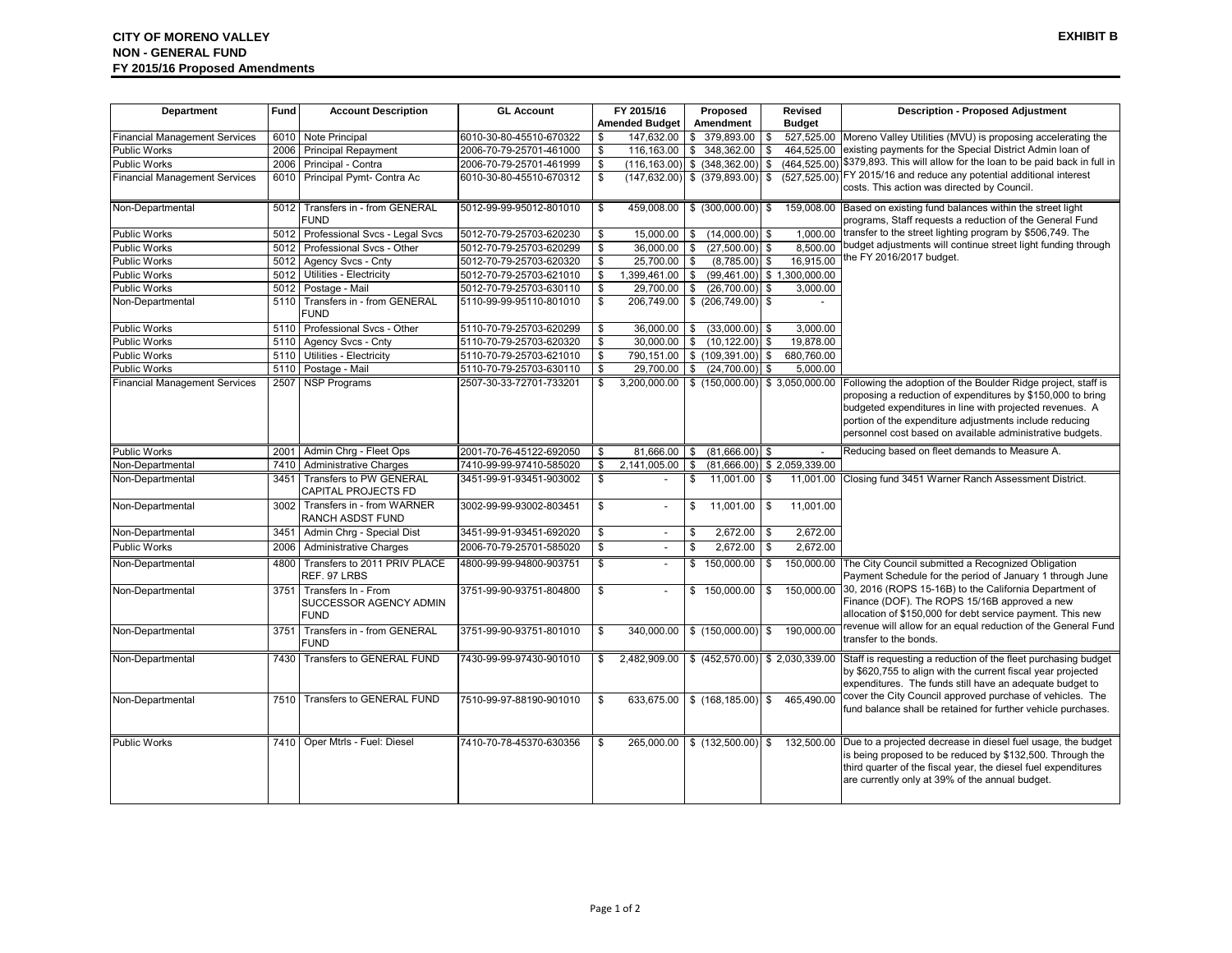**CITY OF MORENO VALLEY**
**NON - GENERAL FUND**
**FY 2015/16 Proposed Amendments**

**EXHIBIT B**

| Department | Fund | Account Description | GL Account | FY 2015/16 Amended Budget | Proposed Amendment | Revised Budget | Description - Proposed Adjustment |
|---|---|---|---|---|---|---|---|
| Financial Management Services | 6010 | Note Principal | 6010-30-80-45510-670322 | $ 147,632.00 | $ 379,893.00 | $ 527,525.00 | Moreno Valley Utilities (MVU) is proposing accelerating the existing payments for the Special District Admin loan of $379,893. This will allow for the loan to be paid back in full in FY 2015/16 and reduce any potential additional interest costs. This action was directed by Council. |
| Public Works | 2006 | Principal Repayment | 2006-70-79-25701-461000 | $ 116,163.00 | $ 348,362.00 | $ 464,525.00 | |
| Public Works | 2006 | Principal - Contra | 2006-70-79-25701-461999 | $ (116,163.00) | $ (348,362.00) | $ (464,525.00) | |
| Financial Management Services | 6010 | Principal Pymt- Contra Ac | 6010-30-80-45510-670312 | $ (147,632.00) | $ (379,893.00) | $ (527,525.00) | |
| Non-Departmental | 5012 | Transfers in - from GENERAL FUND | 5012-99-99-95012-801010 | $ 459,008.00 | $ (300,000.00) | $ 159,008.00 | Based on existing fund balances within the street light programs, Staff requests a reduction of the General Fund transfer to the street lighting program by $506,749. The budget adjustments will continue street light funding through the FY 2016/2017 budget. |
| Public Works | 5012 | Professional Svcs - Legal Svcs | 5012-70-79-25703-620230 | $ 15,000.00 | $ (14,000.00) | $ 1,000.00 | |
| Public Works | 5012 | Professional Svcs - Other | 5012-70-79-25703-620299 | $ 36,000.00 | $ (27,500.00) | $ 8,500.00 | |
| Public Works | 5012 | Agency Svcs - Cnty | 5012-70-79-25703-620320 | $ 25,700.00 | $ (8,785.00) | $ 16,915.00 | |
| Public Works | 5012 | Utilities - Electricity | 5012-70-79-25703-621010 | $ 1,399,461.00 | $ (99,461.00) | $ 1,300,000.00 | |
| Public Works | 5012 | Postage - Mail | 5012-70-79-25703-630110 | $ 29,700.00 | $ (26,700.00) | $ 3,000.00 | |
| Non-Departmental | 5110 | Transfers in - from GENERAL FUND | 5110-99-99-95110-801010 | $ 206,749.00 | $ (206,749.00) | $ - | |
| Public Works | 5110 | Professional Svcs - Other | 5110-70-79-25703-620299 | $ 36,000.00 | $ (33,000.00) | $ 3,000.00 | |
| Public Works | 5110 | Agency Svcs - Cnty | 5110-70-79-25703-620320 | $ 30,000.00 | $ (10,122.00) | $ 19,878.00 | |
| Public Works | 5110 | Utilities - Electricity | 5110-70-79-25703-621010 | $ 790,151.00 | $ (109,391.00) | $ 680,760.00 | |
| Public Works | 5110 | Postage - Mail | 5110-70-79-25703-630110 | $ 29,700.00 | $ (24,700.00) | $ 5,000.00 | |
| Financial Management Services | 2507 | NSP Programs | 2507-30-33-72701-733201 | $ 3,200,000.00 | $ (150,000.00) | $ 3,050,000.00 | Following the adoption of the Boulder Ridge project, staff is proposing a reduction of expenditures by $150,000 to bring budgeted expenditures in line with projected revenues. A portion of the expenditure adjustments include reducing personnel cost based on available administrative budgets. |
| Public Works | 2001 | Admin Chrg - Fleet Ops | 2001-70-76-45122-692050 | $ 81,666.00 | $ (81,666.00) | $ - | Reducing based on fleet demands to Measure A. |
| Non-Departmental | 7410 | Administrative Charges | 7410-99-99-97410-585020 | $ 2,141,005.00 | $ (81,666.00) | $ 2,059,339.00 | |
| Non-Departmental | 3451 | Transfers to PW GENERAL CAPITAL PROJECTS FD | 3451-99-91-93451-903002 | $ - | $ 11,001.00 | $ 11,001.00 | Closing fund 3451 Warner Ranch Assessment District. |
| Non-Departmental | 3002 | Transfers in - from WARNER RANCH ASDST FUND | 3002-99-99-93002-803451 | $ - | $ 11,001.00 | $ 11,001.00 | |
| Non-Departmental | 3451 | Admin Chrg - Special Dist | 3451-99-91-93451-692020 | $ - | $ 2,672.00 | $ 2,672.00 | |
| Public Works | 2006 | Administrative Charges | 2006-70-79-25701-585020 | $ - | $ 2,672.00 | $ 2,672.00 | |
| Non-Departmental | 4800 | Transfers to 2011 PRIV PLACE REF. 97 LRBS | 4800-99-99-94800-903751 | $ - | $ 150,000.00 | $ 150,000.00 | The City Council submitted a Recognized Obligation Payment Schedule for the period of January 1 through June 30, 2016 (ROPS 15-16B) to the California Department of Finance (DOF). The ROPS 15/16B approved a new allocation of $150,000 for debt service payment. This new revenue will allow for an equal reduction of the General Fund transfer to the bonds. |
| Non-Departmental | 3751 | Transfers In - From SUCCESSOR AGENCY ADMIN FUND | 3751-99-90-93751-804800 | $ - | $ 150,000.00 | $ 150,000.00 | |
| Non-Departmental | 3751 | Transfers in - from GENERAL FUND | 3751-99-90-93751-801010 | $ 340,000.00 | $ (150,000.00) | $ 190,000.00 | |
| Non-Departmental | 7430 | Transfers to GENERAL FUND | 7430-99-99-97430-901010 | $ 2,482,909.00 | $ (452,570.00) | $ 2,030,339.00 | Staff is requesting a reduction of the fleet purchasing budget by $620,755 to align with the current fiscal year projected expenditures. The funds still have an adequate budget to cover the City Council approved purchase of vehicles. The fund balance shall be retained for further vehicle purchases. |
| Non-Departmental | 7510 | Transfers to GENERAL FUND | 7510-99-97-88190-901010 | $ 633,675.00 | $ (168,185.00) | $ 465,490.00 | |
| Public Works | 7410 | Oper Mtrls - Fuel: Diesel | 7410-70-78-45370-630356 | $ 265,000.00 | $ (132,500.00) | $ 132,500.00 | Due to a projected decrease in diesel fuel usage, the budget is being proposed to be reduced by $132,500. Through the third quarter of the fiscal year, the diesel fuel expenditures are currently only at 39% of the annual budget. |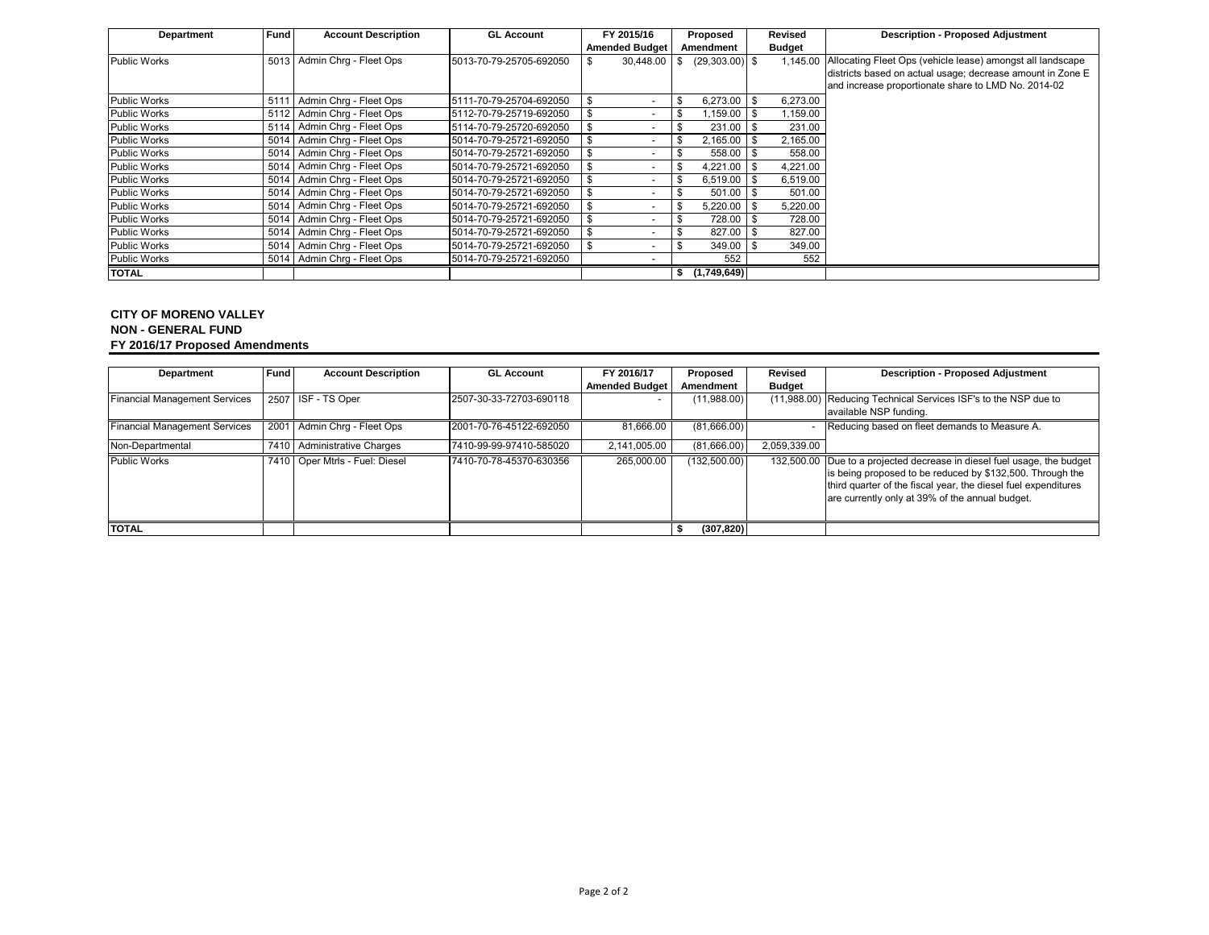| Department | Fund | Account Description | GL Account | FY 2015/16 Amended Budget | Proposed Amendment | Revised Budget | Description - Proposed Adjustment |
|---|---|---|---|---|---|---|---|
| Public Works | 5013 | Admin Chrg - Fleet Ops | 5013-70-79-25705-692050 | $ 30,448.00 | $ (29,303.00) | $ 1,145.00 | Allocating Fleet Ops (vehicle lease) amongst all landscape districts based on actual usage; decrease amount in Zone E and increase proportionate share to LMD No. 2014-02 |
| Public Works | 5111 | Admin Chrg - Fleet Ops | 5111-70-79-25704-692050 | $ - | $ 6,273.00 | $ 6,273.00 | |
| Public Works | 5112 | Admin Chrg - Fleet Ops | 5112-70-79-25719-692050 | $ - | $ 1,159.00 | $ 1,159.00 | |
| Public Works | 5114 | Admin Chrg - Fleet Ops | 5114-70-79-25720-692050 | $ - | $ 231.00 | $ 231.00 | |
| Public Works | 5014 | Admin Chrg - Fleet Ops | 5014-70-79-25721-692050 | $ - | $ 2,165.00 | $ 2,165.00 | |
| Public Works | 5014 | Admin Chrg - Fleet Ops | 5014-70-79-25721-692050 | $ - | $ 558.00 | $ 558.00 | |
| Public Works | 5014 | Admin Chrg - Fleet Ops | 5014-70-79-25721-692050 | $ - | $ 4,221.00 | $ 4,221.00 | |
| Public Works | 5014 | Admin Chrg - Fleet Ops | 5014-70-79-25721-692050 | $ - | $ 6,519.00 | $ 6,519.00 | |
| Public Works | 5014 | Admin Chrg - Fleet Ops | 5014-70-79-25721-692050 | $ - | $ 501.00 | $ 501.00 | |
| Public Works | 5014 | Admin Chrg - Fleet Ops | 5014-70-79-25721-692050 | $ - | $ 5,220.00 | $ 5,220.00 | |
| Public Works | 5014 | Admin Chrg - Fleet Ops | 5014-70-79-25721-692050 | $ - | $ 728.00 | $ 728.00 | |
| Public Works | 5014 | Admin Chrg - Fleet Ops | 5014-70-79-25721-692050 | $ - | $ 827.00 | $ 827.00 | |
| Public Works | 5014 | Admin Chrg - Fleet Ops | 5014-70-79-25721-692050 | $ - | $ 349.00 | $ 349.00 | |
| Public Works | 5014 | Admin Chrg - Fleet Ops | 5014-70-79-25721-692050 | - | 552 | 552 | |
| **TOTAL** | | | | | **$ (1,749,649)** | | |

**CITY OF MORENO VALLEY**
**NON - GENERAL FUND**
**FY 2016/17 Proposed Amendments**

| Department | Fund | Account Description | GL Account | FY 2016/17 Amended Budget | Proposed Amendment | Revised Budget | Description - Proposed Adjustment |
|---|---|---|---|---|---|---|---|
| Financial Management Services | 2507 | ISF - TS Oper | 2507-30-33-72703-690118 | - | (11,988.00) | (11,988.00) | Reducing Technical Services ISF's to the NSP due to available NSP funding. |
| Financial Management Services | 2001 | Admin Chrg - Fleet Ops | 2001-70-76-45122-692050 | 81,666.00 | (81,666.00) | - | Reducing based on fleet demands to Measure A. |
| Non-Departmental | 7410 | Administrative Charges | 7410-99-99-97410-585020 | 2,141,005.00 | (81,666.00) | 2,059,339.00 | |
| Public Works | 7410 | Oper Mtrls - Fuel: Diesel | 7410-70-78-45370-630356 | 265,000.00 | (132,500.00) | 132,500.00 | Due to a projected decrease in diesel fuel usage, the budget is being proposed to be reduced by $132,500. Through the third quarter of the fiscal year, the diesel fuel expenditures are currently only at 39% of the annual budget. |
| **TOTAL** | | | | | **$ (307,820)** | | |